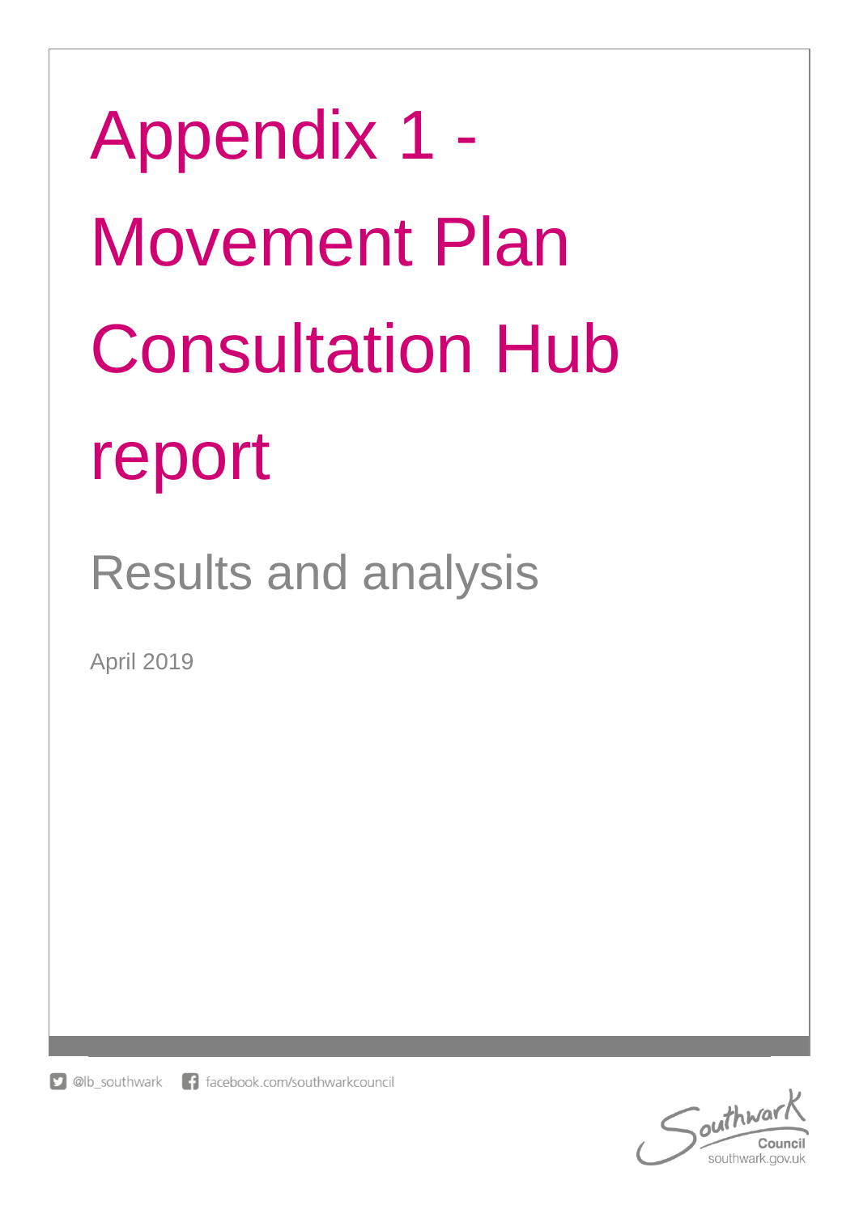# Appendix 1 - Movement Plan Consultation Hub report

## Results and analysis

April 2019

@lb_southwark facebook.com/southwarkcouncil

Southwark Council
southwark.gov.uk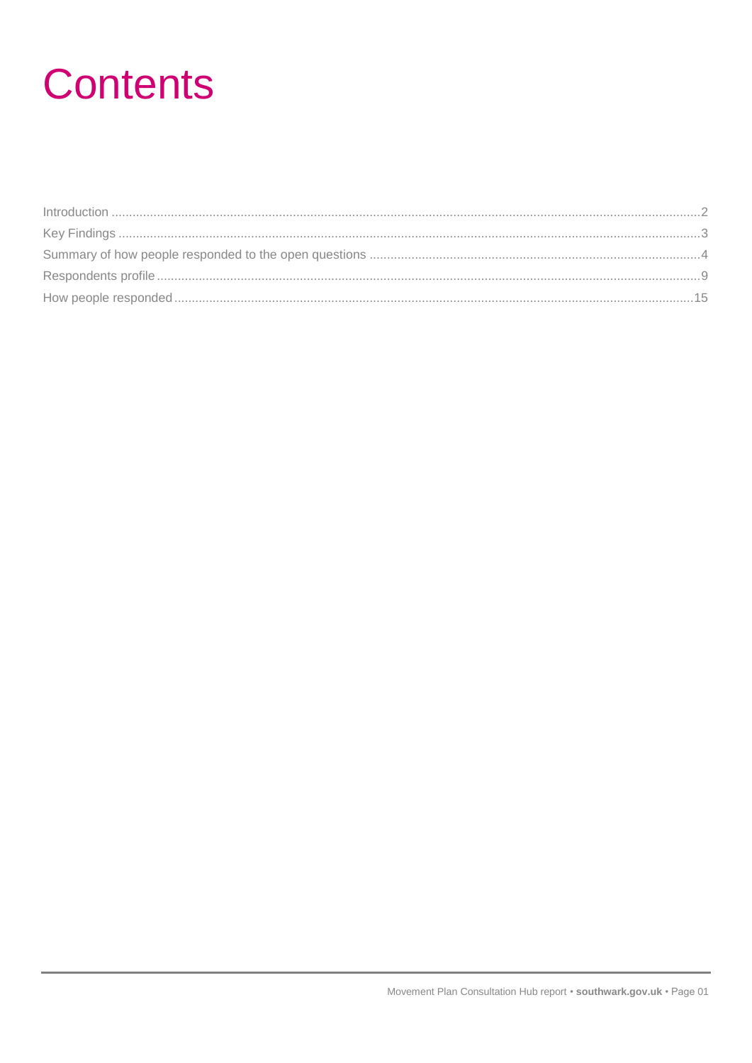# Contents

Introduction ........................................................................................................................................................2
Key Findings .........................................................................................................................................................3
Summary of how people responded to the open questions ....................................................................................4
Respondents profile ................................................................................................................................................9
How people responded ..........................................................................................................................................15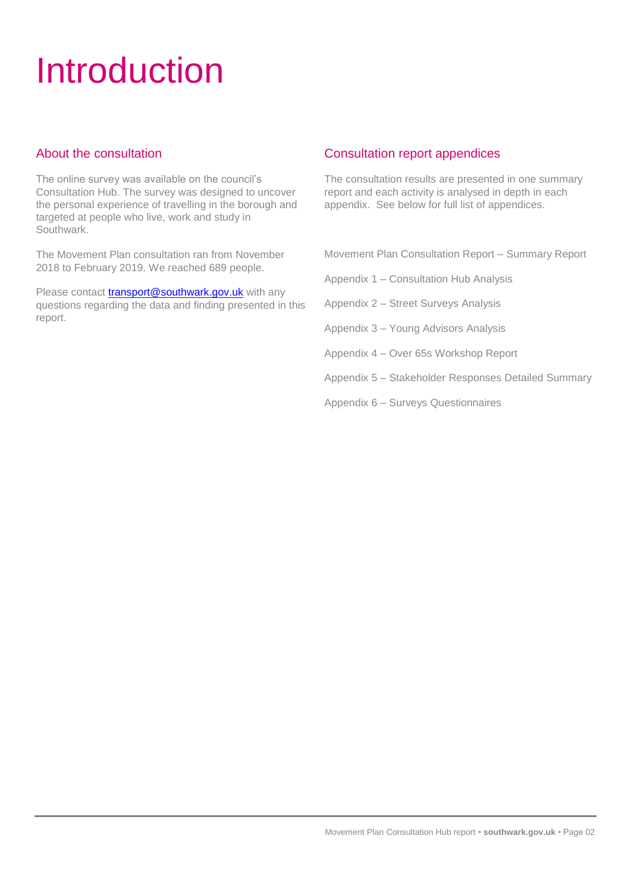# Introduction

## About the consultation

The online survey was available on the council's Consultation Hub. The survey was designed to uncover the personal experience of travelling in the borough and targeted at people who live, work and study in Southwark.

The Movement Plan consultation ran from November 2018 to February 2019. We reached 689 people.

Please contact [transport@southwark.gov.uk](mailto:transport@southwark.gov.uk) with any questions regarding the data and finding presented in this report.

## Consultation report appendices

The consultation results are presented in one summary report and each activity is analysed in depth in each appendix. See below for full list of appendices.

Movement Plan Consultation Report – Summary Report

Appendix 1 – Consultation Hub Analysis

Appendix 2 – Street Surveys Analysis

Appendix 3 – Young Advisors Analysis

Appendix 4 – Over 65s Workshop Report

Appendix 5 – Stakeholder Responses Detailed Summary

Appendix 6 – Surveys Questionnaires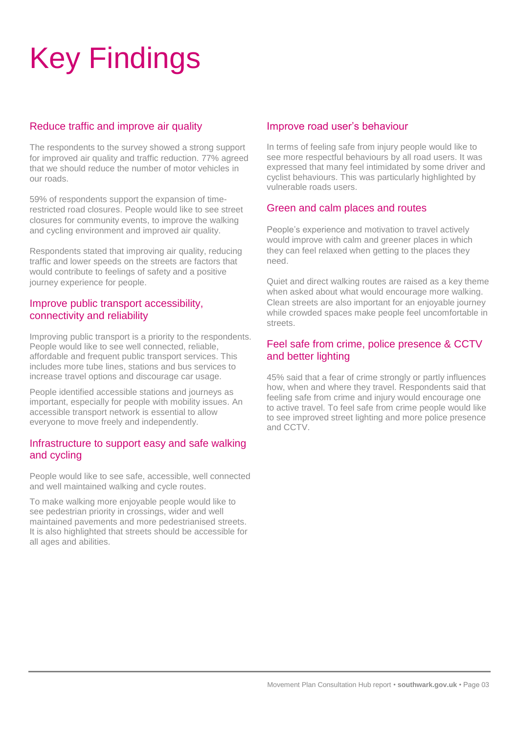# Key Findings

## Reduce traffic and improve air quality

The respondents to the survey showed a strong support for improved air quality and traffic reduction. 77% agreed that we should reduce the number of motor vehicles in our roads.

59% of respondents support the expansion of time-restricted road closures. People would like to see street closures for community events, to improve the walking and cycling environment and improved air quality.

Respondents stated that improving air quality, reducing traffic and lower speeds on the streets are factors that would contribute to feelings of safety and a positive journey experience for people.

## Improve public transport accessibility, connectivity and reliability

Improving public transport is a priority to the respondents. People would like to see well connected, reliable, affordable and frequent public transport services. This includes more tube lines, stations and bus services to increase travel options and discourage car usage.

People identified accessible stations and journeys as important, especially for people with mobility issues. An accessible transport network is essential to allow everyone to move freely and independently.

## Infrastructure to support easy and safe walking and cycling

People would like to see safe, accessible, well connected and well maintained walking and cycle routes.

To make walking more enjoyable people would like to see pedestrian priority in crossings, wider and well maintained pavements and more pedestrianised streets. It is also highlighted that streets should be accessible for all ages and abilities.

## Improve road user's behaviour

In terms of feeling safe from injury people would like to see more respectful behaviours by all road users. It was expressed that many feel intimidated by some driver and cyclist behaviours. This was particularly highlighted by vulnerable roads users.

## Green and calm places and routes

People's experience and motivation to travel actively would improve with calm and greener places in which they can feel relaxed when getting to the places they need.

Quiet and direct walking routes are raised as a key theme when asked about what would encourage more walking. Clean streets are also important for an enjoyable journey while crowded spaces make people feel uncomfortable in streets.

## Feel safe from crime, police presence & CCTV and better lighting

45% said that a fear of crime strongly or partly influences how, when and where they travel. Respondents said that feeling safe from crime and injury would encourage one to active travel. To feel safe from crime people would like to see improved street lighting and more police presence and CCTV.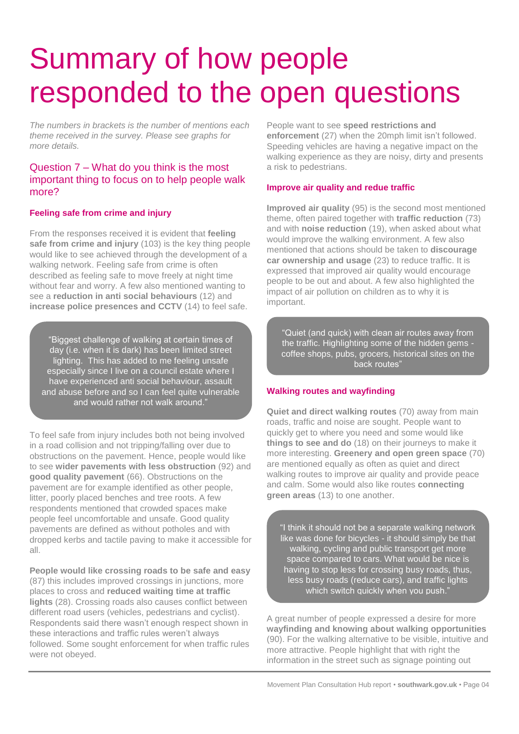# Summary of how people responded to the open questions

*The numbers in brackets is the number of mentions each theme received in the survey. Please see graphs for more details.*

## Question 7 – What do you think is the most important thing to focus on to help people walk more?

### Feeling safe from crime and injury

From the responses received it is evident that **feeling safe from crime and injury** (103) is the key thing people would like to see achieved through the development of a walking network. Feeling safe from crime is often described as feeling safe to move freely at night time without fear and worry. A few also mentioned wanting to see a **reduction in anti social behaviours** (12) and **increase police presences and CCTV** (14) to feel safe.

> "Biggest challenge of walking at certain times of day (i.e. when it is dark) has been limited street lighting. This has added to me feeling unsafe especially since I live on a council estate where I have experienced anti social behaviour, assault and abuse before and so I can feel quite vulnerable and would rather not walk around."

To feel safe from injury includes both not being involved in a road collision and not tripping/falling over due to obstructions on the pavement. Hence, people would like to see **wider pavements with less obstruction** (92) and **good quality pavement** (66). Obstructions on the pavement are for example identified as other people, litter, poorly placed benches and tree roots. A few respondents mentioned that crowded spaces make people feel uncomfortable and unsafe. Good quality pavements are defined as without potholes and with dropped kerbs and tactile paving to make it accessible for all.

**People would like crossing roads to be safe and easy** (87) this includes improved crossings in junctions, more places to cross and **reduced waiting time at traffic lights** (28). Crossing roads also causes conflict between different road users (vehicles, pedestrians and cyclist). Respondents said there wasn't enough respect shown in these interactions and traffic rules weren't always followed. Some sought enforcement for when traffic rules were not obeyed.

People want to see **speed restrictions and enforcement** (27) when the 20mph limit isn't followed. Speeding vehicles are having a negative impact on the walking experience as they are noisy, dirty and presents a risk to pedestrians.

### Improve air quality and redue traffic

**Improved air quality** (95) is the second most mentioned theme, often paired together with **traffic reduction** (73) and with **noise reduction** (19), when asked about what would improve the walking environment. A few also mentioned that actions should be taken to **discourage car ownership and usage** (23) to reduce traffic. It is expressed that improved air quality would encourage people to be out and about. A few also highlighted the impact of air pollution on children as to why it is important.

> "Quiet (and quick) with clean air routes away from the traffic. Highlighting some of the hidden gems - coffee shops, pubs, grocers, historical sites on the back routes"

### Walking routes and wayfinding

**Quiet and direct walking routes** (70) away from main roads, traffic and noise are sought. People want to quickly get to where you need and some would like **things to see and do** (18) on their journeys to make it more interesting. **Greenery and open green space** (70) are mentioned equally as often as quiet and direct walking routes to improve air quality and provide peace and calm. Some would also like routes **connecting green areas** (13) to one another.

> "I think it should not be a separate walking network like was done for bicycles - it should simply be that walking, cycling and public transport get more space compared to cars. What would be nice is having to stop less for crossing busy roads, thus, less busy roads (reduce cars), and traffic lights which switch quickly when you push."

A great number of people expressed a desire for more **wayfinding and knowing about walking opportunities** (90). For the walking alternative to be visible, intuitive and more attractive. People highlight that with right the information in the street such as signage pointing out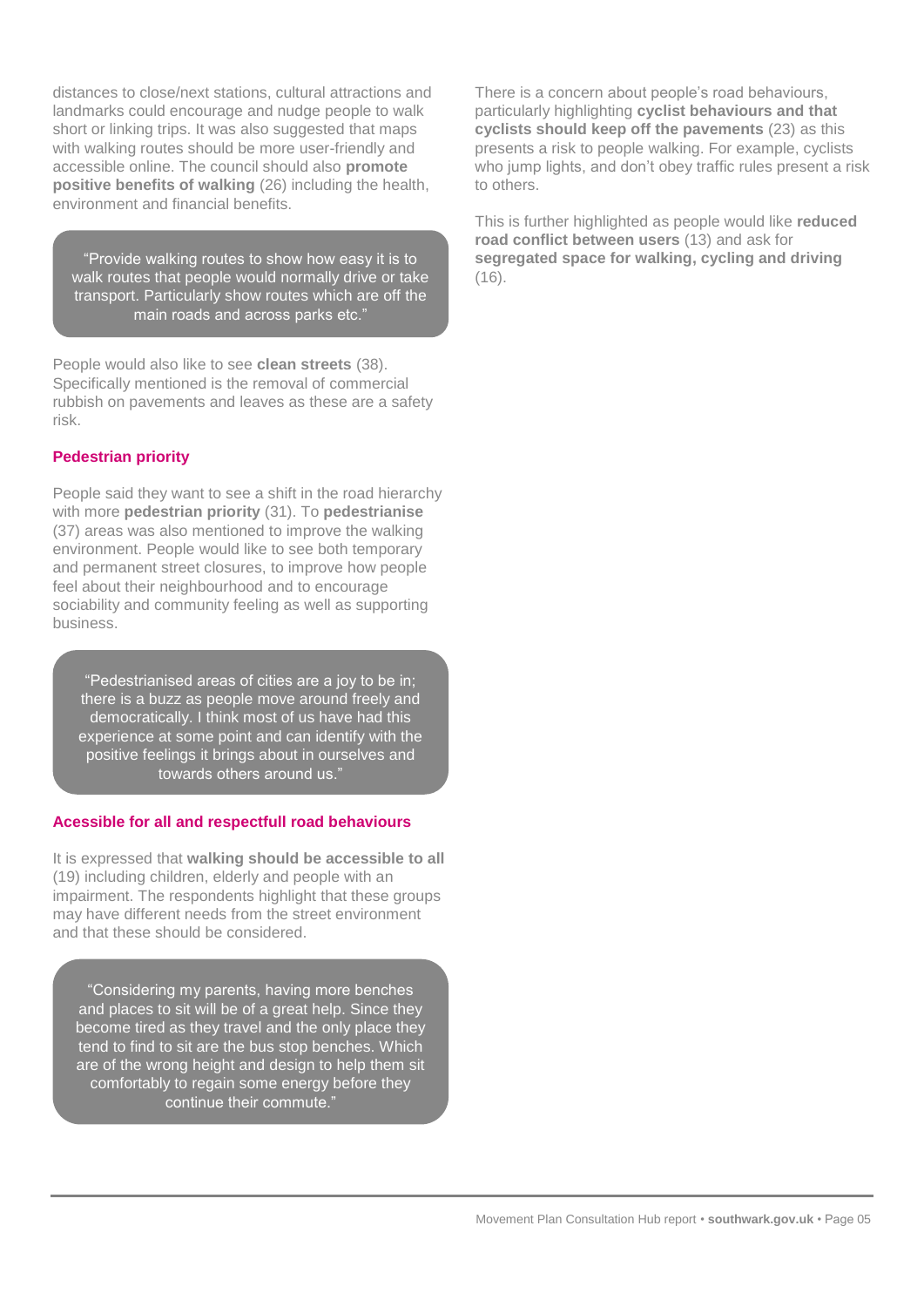distances to close/next stations, cultural attractions and landmarks could encourage and nudge people to walk short or linking trips. It was also suggested that maps with walking routes should be more user-friendly and accessible online. The council should also **promote positive benefits of walking** (26) including the health, environment and financial benefits.

> "Provide walking routes to show how easy it is to walk routes that people would normally drive or take transport. Particularly show routes which are off the main roads and across parks etc."

People would also like to see **clean streets** (38). Specifically mentioned is the removal of commercial rubbish on pavements and leaves as these are a safety risk.

### Pedestrian priority

People said they want to see a shift in the road hierarchy with more **pedestrian priority** (31). To **pedestrianise** (37) areas was also mentioned to improve the walking environment. People would like to see both temporary and permanent street closures, to improve how people feel about their neighbourhood and to encourage sociability and community feeling as well as supporting business.

> "Pedestrianised areas of cities are a joy to be in; there is a buzz as people move around freely and democratically. I think most of us have had this experience at some point and can identify with the positive feelings it brings about in ourselves and towards others around us."

### Acessible for all and respectfull road behaviours

It is expressed that **walking should be accessible to all** (19) including children, elderly and people with an impairment. The respondents highlight that these groups may have different needs from the street environment and that these should be considered.

> "Considering my parents, having more benches and places to sit will be of a great help. Since they become tired as they travel and the only place they tend to find to sit are the bus stop benches. Which are of the wrong height and design to help them sit comfortably to regain some energy before they continue their commute."

There is a concern about people's road behaviours, particularly highlighting **cyclist behaviours and that cyclists should keep off the pavements** (23) as this presents a risk to people walking. For example, cyclists who jump lights, and don't obey traffic rules present a risk to others.

This is further highlighted as people would like **reduced road conflict between users** (13) and ask for **segregated space for walking, cycling and driving** (16).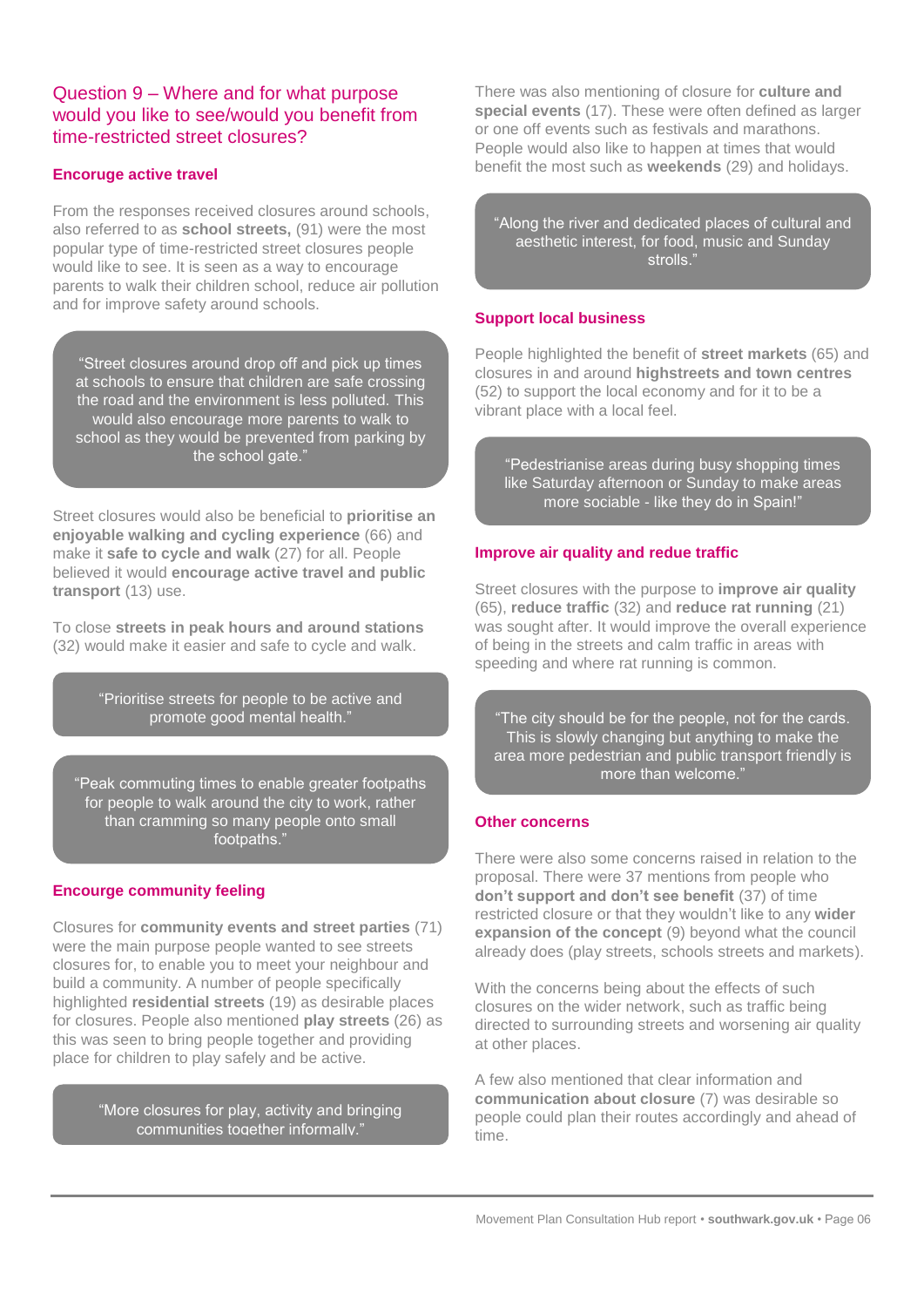## Question 9 – Where and for what purpose would you like to see/would you benefit from time-restricted street closures?

### Encorage active travel

From the responses received closures around schools, also referred to as **school streets,** (91) were the most popular type of time-restricted street closures people would like to see. It is seen as a way to encourage parents to walk their children school, reduce air pollution and for improve safety around schools.

> "Street closures around drop off and pick up times at schools to ensure that children are safe crossing the road and the environment is less polluted. This would also encourage more parents to walk to school as they would be prevented from parking by the school gate."

Street closures would also be beneficial to **prioritise an enjoyable walking and cycling experience** (66) and make it **safe to cycle and walk** (27) for all. People believed it would **encourage active travel and public transport** (13) use.

To close **streets in peak hours and around stations** (32) would make it easier and safe to cycle and walk.

> "Prioritise streets for people to be active and promote good mental health."

> "Peak commuting times to enable greater footpaths for people to walk around the city to work, rather than cramming so many people onto small footpaths."

### Encorage community feeling

Closures for **community events and street parties** (71) were the main purpose people wanted to see streets closures for, to enable you to meet your neighbour and build a community. A number of people specifically highlighted **residential streets** (19) as desirable places for closures. People also mentioned **play streets** (26) as this was seen to bring people together and providing place for children to play safely and be active.

> "More closures for play, activity and bringing communities together informally."

There was also mentioning of closure for **culture and special events** (17). These were often defined as larger or one off events such as festivals and marathons. People would also like to happen at times that would benefit the most such as **weekends** (29) and holidays.

> "Along the river and dedicated places of cultural and aesthetic interest, for food, music and Sunday strolls."

### Support local business

People highlighted the benefit of **street markets** (65) and closures in and around **highstreets and town centres** (52) to support the local economy and for it to be a vibrant place with a local feel.

> "Pedestrianise areas during busy shopping times like Saturday afternoon or Sunday to make areas more sociable - like they do in Spain!"

### Improve air quality and redue traffic

Street closures with the purpose to **improve air quality** (65), **reduce traffic** (32) and **reduce rat running** (21) was sought after. It would improve the overall experience of being in the streets and calm traffic in areas with speeding and where rat running is common.

> "The city should be for the people, not for the cards. This is slowly changing but anything to make the area more pedestrian and public transport friendly is more than welcome."

### Other concerns

There were also some concerns raised in relation to the proposal. There were 37 mentions from people who **don't support and don't see benefit** (37) of time restricted closure or that they wouldn't like to any **wider expansion of the concept** (9) beyond what the council already does (play streets, schools streets and markets).

With the concerns being about the effects of such closures on the wider network, such as traffic being directed to surrounding streets and worsening air quality at other places.

A few also mentioned that clear information and **communication about closure** (7) was desirable so people could plan their routes accordingly and ahead of time.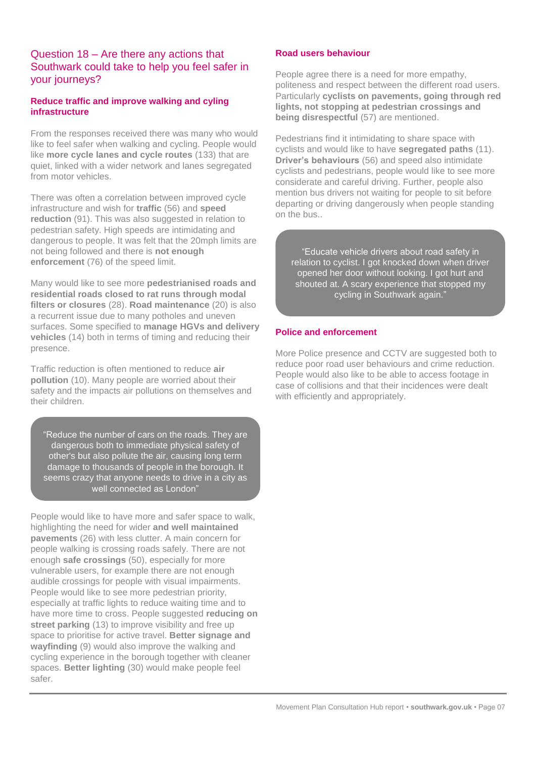## Question 18 – Are there any actions that Southwark could take to help you feel safer in your journeys?

### Reduce traffic and improve walking and cyling infrastructure

From the responses received there was many who would like to feel safer when walking and cycling. People would like **more cycle lanes and cycle routes** (133) that are quiet, linked with a wider network and lanes segregated from motor vehicles.

There was often a correlation between improved cycle infrastructure and wish for **traffic** (56) and **speed reduction** (91). This was also suggested in relation to pedestrian safety. High speeds are intimidating and dangerous to people. It was felt that the 20mph limits are not being followed and there is **not enough enforcement** (76) of the speed limit.

Many would like to see more **pedestrianised roads and residential roads closed to rat runs through modal filters or closures** (28). **Road maintenance** (20) is also a recurrent issue due to many potholes and uneven surfaces. Some specified to **manage HGVs and delivery vehicles** (14) both in terms of timing and reducing their presence.

Traffic reduction is often mentioned to reduce **air pollution** (10). Many people are worried about their safety and the impacts air pollutions on themselves and their children.

> "Reduce the number of cars on the roads. They are dangerous both to immediate physical safety of other's but also pollute the air, causing long term damage to thousands of people in the borough. It seems crazy that anyone needs to drive in a city as well connected as London"

People would like to have more and safer space to walk, highlighting the need for wider **and well maintained pavements** (26) with less clutter. A main concern for people walking is crossing roads safely. There are not enough **safe crossings** (50), especially for more vulnerable users, for example there are not enough audible crossings for people with visual impairments. People would like to see more pedestrian priority, especially at traffic lights to reduce waiting time and to have more time to cross. People suggested **reducing on street parking** (13) to improve visibility and free up space to prioritise for active travel. **Better signage and wayfinding** (9) would also improve the walking and cycling experience in the borough together with cleaner spaces. **Better lighting** (30) would make people feel safer.

### Road users behaviour

People agree there is a need for more empathy, politeness and respect between the different road users. Particularly **cyclists on pavements, going through red lights, not stopping at pedestrian crossings and being disrespectful** (57) are mentioned.

Pedestrians find it intimidating to share space with cyclists and would like to have **segregated paths** (11). **Driver's behaviours** (56) and speed also intimidate cyclists and pedestrians, people would like to see more considerate and careful driving. Further, people also mention bus drivers not waiting for people to sit before departing or driving dangerously when people standing on the bus..

> "Educate vehicle drivers about road safety in relation to cyclist. I got knocked down when driver opened her door without looking. I got hurt and shouted at. A scary experience that stopped my cycling in Southwark again."

### Police and enforcement

More Police presence and CCTV are suggested both to reduce poor road user behaviours and crime reduction. People would also like to be able to access footage in case of collisions and that their incidences were dealt with efficiently and appropriately.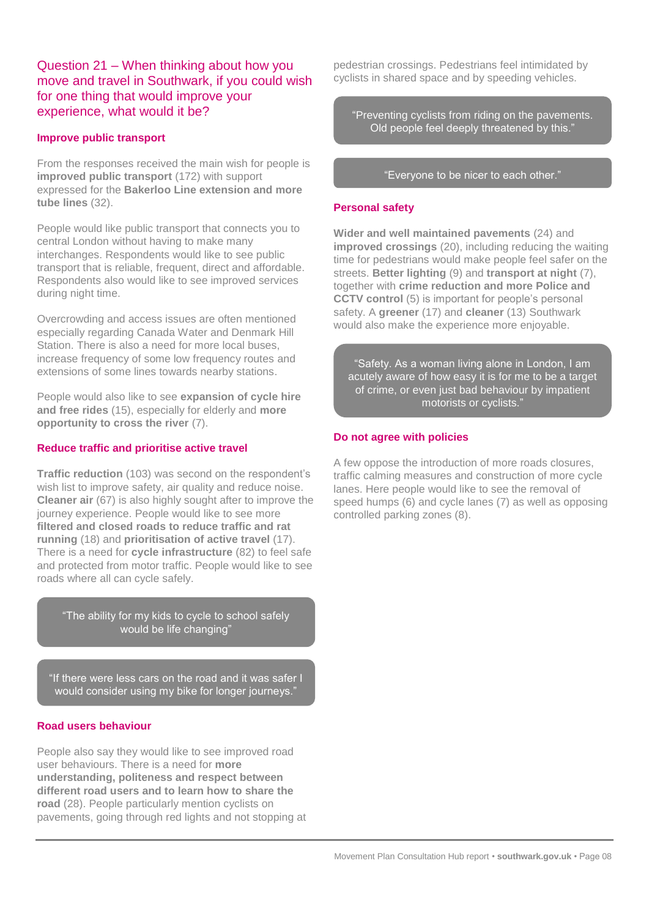## Question 21 – When thinking about how you move and travel in Southwark, if you could wish for one thing that would improve your experience, what would it be?

### Improve public transport

From the responses received the main wish for people is **improved public transport** (172) with support expressed for the **Bakerloo Line extension and more tube lines** (32).

People would like public transport that connects you to central London without having to make many interchanges. Respondents would like to see public transport that is reliable, frequent, direct and affordable. Respondents also would like to see improved services during night time.

Overcrowding and access issues are often mentioned especially regarding Canada Water and Denmark Hill Station. There is also a need for more local buses, increase frequency of some low frequency routes and extensions of some lines towards nearby stations.

People would also like to see **expansion of cycle hire and free rides** (15), especially for elderly and **more opportunity to cross the river** (7).

### Reduce traffic and prioritise active travel

**Traffic reduction** (103) was second on the respondent's wish list to improve safety, air quality and reduce noise. **Cleaner air** (67) is also highly sought after to improve the journey experience. People would like to see more **filtered and closed roads to reduce traffic and rat running** (18) and **prioritisation of active travel** (17). There is a need for **cycle infrastructure** (82) to feel safe and protected from motor traffic. People would like to see roads where all can cycle safely.

> "The ability for my kids to cycle to school safely would be life changing"

> "If there were less cars on the road and it was safer I would consider using my bike for longer journeys."

### Road users behaviour

People also say they would like to see improved road user behaviours. There is a need for **more understanding, politeness and respect between different road users and to learn how to share the road** (28). People particularly mention cyclists on pavements, going through red lights and not stopping at pedestrian crossings. Pedestrians feel intimidated by cyclists in shared space and by speeding vehicles.

> "Preventing cyclists from riding on the pavements. Old people feel deeply threatened by this."

> "Everyone to be nicer to each other."

### Personal safety

**Wider and well maintained pavements** (24) and **improved crossings** (20), including reducing the waiting time for pedestrians would make people feel safer on the streets. **Better lighting** (9) and **transport at night** (7), together with **crime reduction and more Police and CCTV control** (5) is important for people's personal safety. A **greener** (17) and **cleaner** (13) Southwark would also make the experience more enjoyable.

> "Safety. As a woman living alone in London, I am acutely aware of how easy it is for me to be a target of crime, or even just bad behaviour by impatient motorists or cyclists."

### Do not agree with policies

A few oppose the introduction of more roads closures, traffic calming measures and construction of more cycle lanes. Here people would like to see the removal of speed humps (6) and cycle lanes (7) as well as opposing controlled parking zones (8).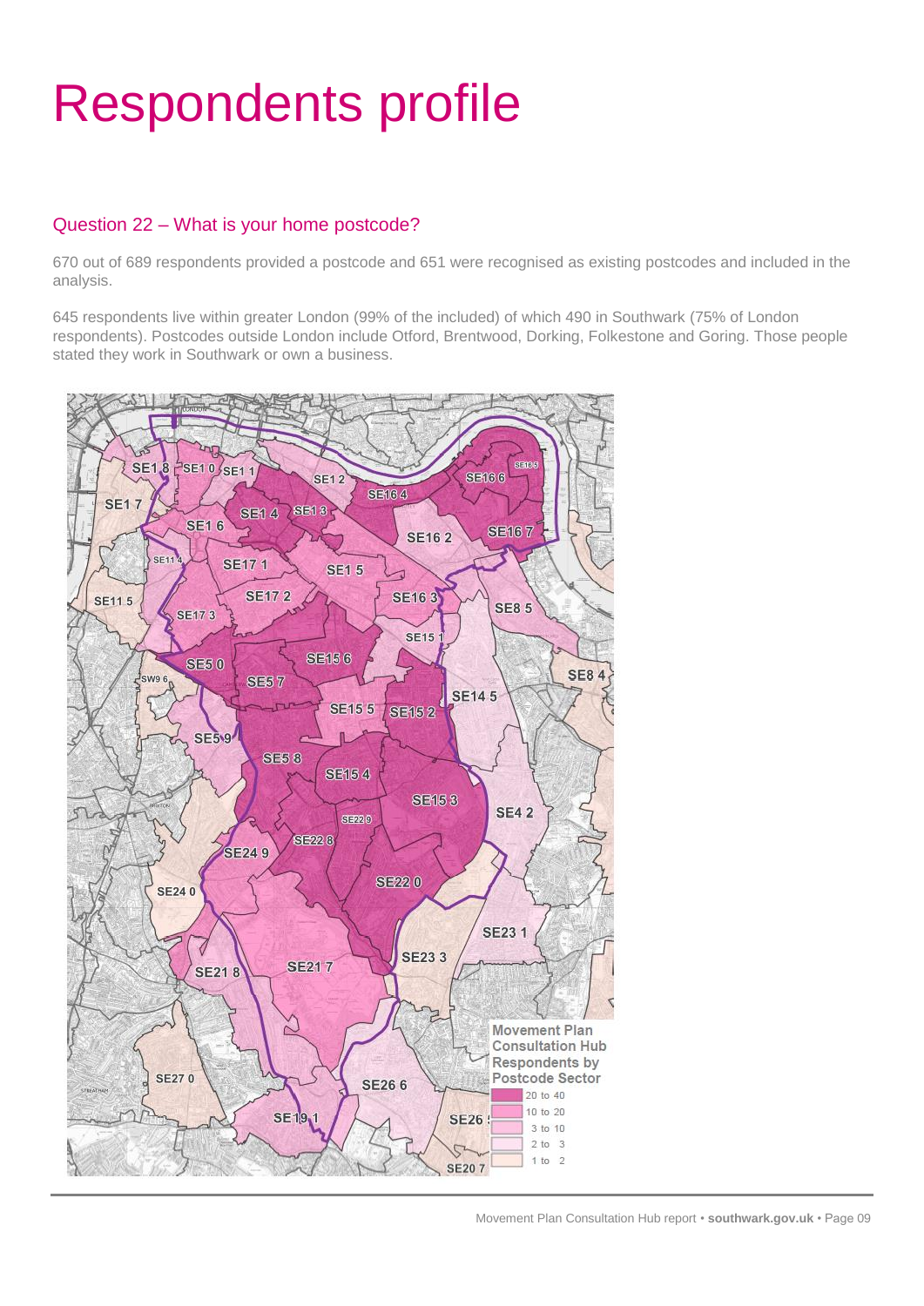# Respondents profile

## Question 22 – What is your home postcode?

670 out of 689 respondents provided a postcode and 651 were recognised as existing postcodes and included in the analysis.

645 respondents live within greater London (99% of the included) of which 490 in Southwark (75% of London respondents). Postcodes outside London include Otford, Brentwood, Dorking, Folkestone and Goring. Those people stated they work in Southwark or own a business.

Movement Plan Consultation Hub Respondents by Postcode Sector

| Respondents |
|---|
| 20 to 40 |
| 10 to 20 |
| 3 to 10 |
| 2 to 3 |
| 1 to 2 |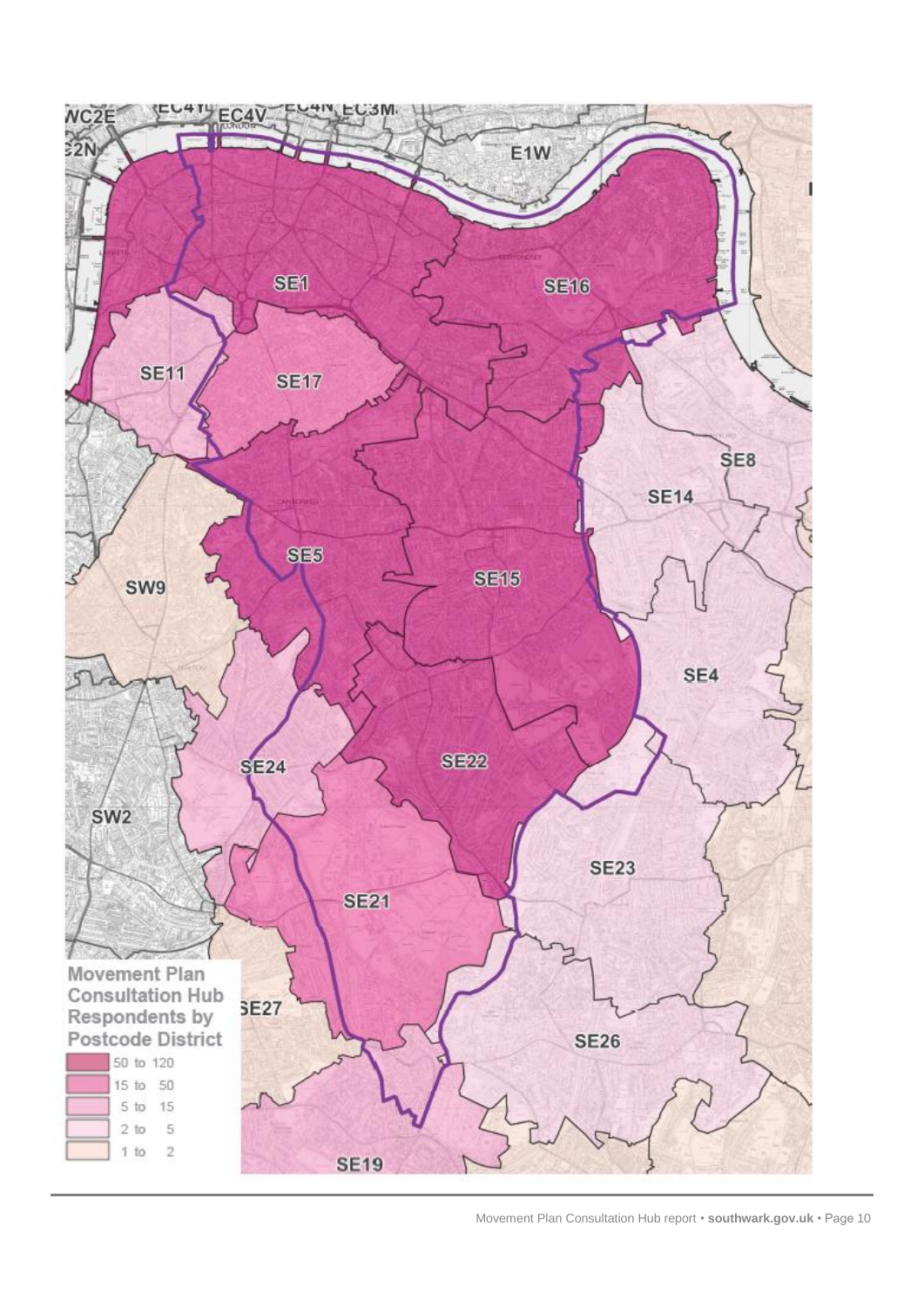Movement Plan Consultation Hub Respondents by Postcode District

| Respondents |
|---|
| 50 to 120 |
| 15 to 50 |
| 5 to 15 |
| 2 to 5 |
| 1 to 2 |

SE1, SE16, SE11, SE17, SE8, SE14, SE5, SE15, SW9, SE4, SE24, SE22, SW2, SE23, SE21, SE27, SE26, SE19, E1W, WC2E, EC4Y, EC4V, EC4N, EC3M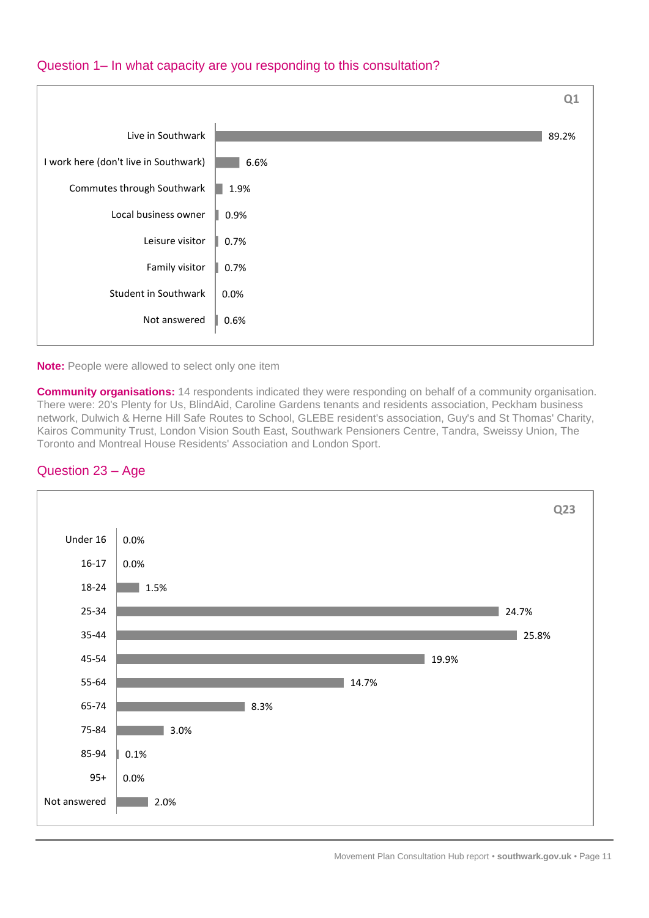## Question 1– In what capacity are you responding to this consultation?

**Q1**

| Response | % |
|---|---|
| Live in Southwark | 89.2% |
| I work here (don't live in Southwark) | 6.6% |
| Commutes through Southwark | 1.9% |
| Local business owner | 0.9% |
| Leisure visitor | 0.7% |
| Family visitor | 0.7% |
| Student in Southwark | 0.0% |
| Not answered | 0.6% |

**Note:** People were allowed to select only one item

**Community organisations:** 14 respondents indicated they were responding on behalf of a community organisation. There were: 20's Plenty for Us, BlindAid, Caroline Gardens tenants and residents association, Peckham business network, Dulwich & Herne Hill Safe Routes to School, GLEBE resident's association, Guy's and St Thomas' Charity, Kairos Community Trust, London Vision South East, Southwark Pensioners Centre, Tandra, Sweissy Union, The Toronto and Montreal House Residents' Association and London Sport.

## Question 23 – Age

**Q23**

| Age | % |
|---|---|
| Under 16 | 0.0% |
| 16-17 | 0.0% |
| 18-24 | 1.5% |
| 25-34 | 24.7% |
| 35-44 | 25.8% |
| 45-54 | 19.9% |
| 55-64 | 14.7% |
| 65-74 | 8.3% |
| 75-84 | 3.0% |
| 85-94 | 0.1% |
| 95+ | 0.0% |
| Not answered | 2.0% |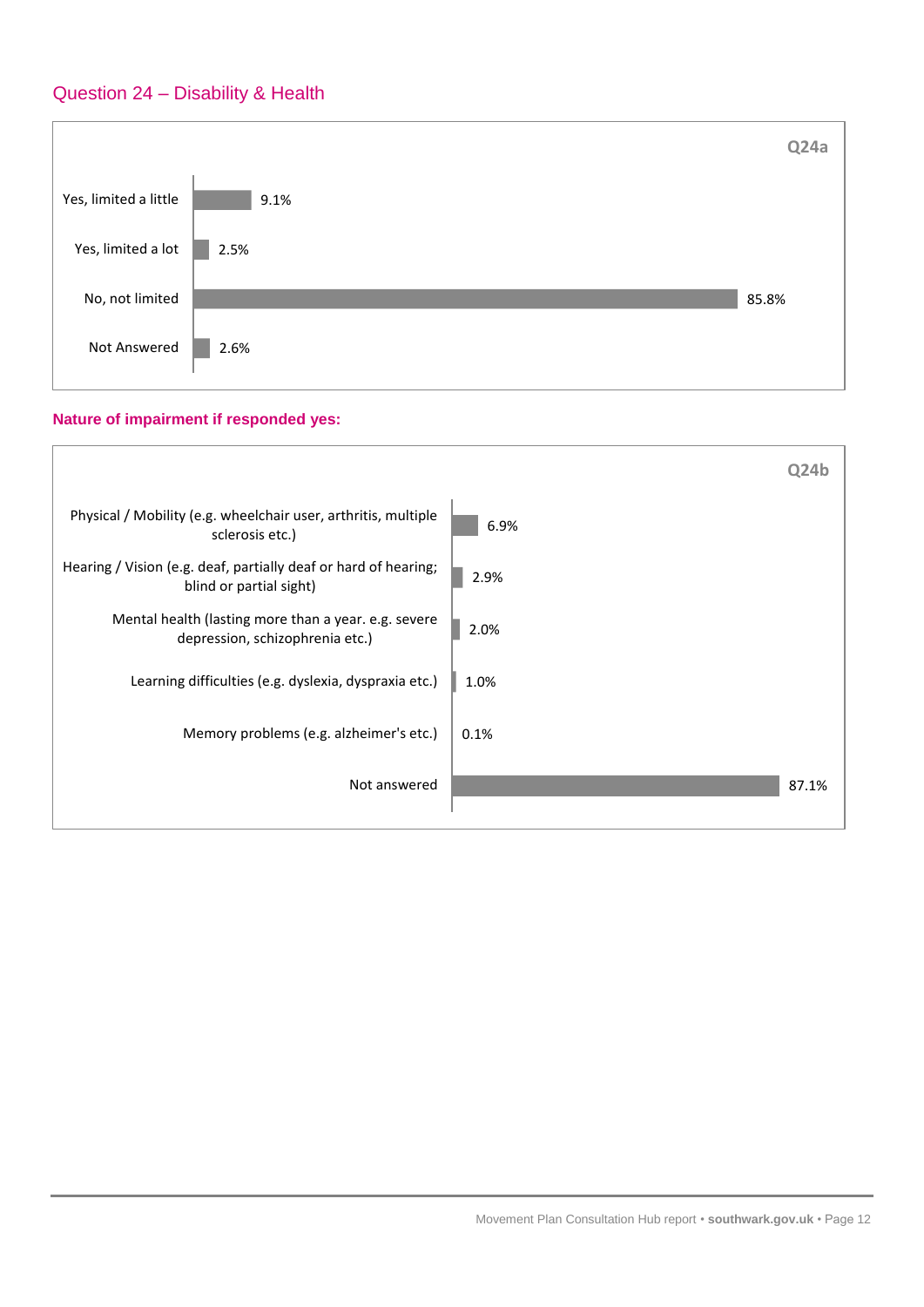## Question 24 – Disability & Health

**Q24a**

| Response | Percentage |
| --- | --- |
| Yes, limited a little | 9.1% |
| Yes, limited a lot | 2.5% |
| No, not limited | 85.8% |
| Not Answered | 2.6% |

**Nature of impairment if responded yes:**

**Q24b**

| Nature of impairment | Percentage |
| --- | --- |
| Physical / Mobility (e.g. wheelchair user, arthritis, multiple sclerosis etc.) | 6.9% |
| Hearing / Vision (e.g. deaf, partially deaf or hard of hearing; blind or partial sight) | 2.9% |
| Mental health (lasting more than a year. e.g. severe depression, schizophrenia etc.) | 2.0% |
| Learning difficulties (e.g. dyslexia, dyspraxia etc.) | 1.0% |
| Memory problems (e.g. alzheimer's etc.) | 0.1% |
| Not answered | 87.1% |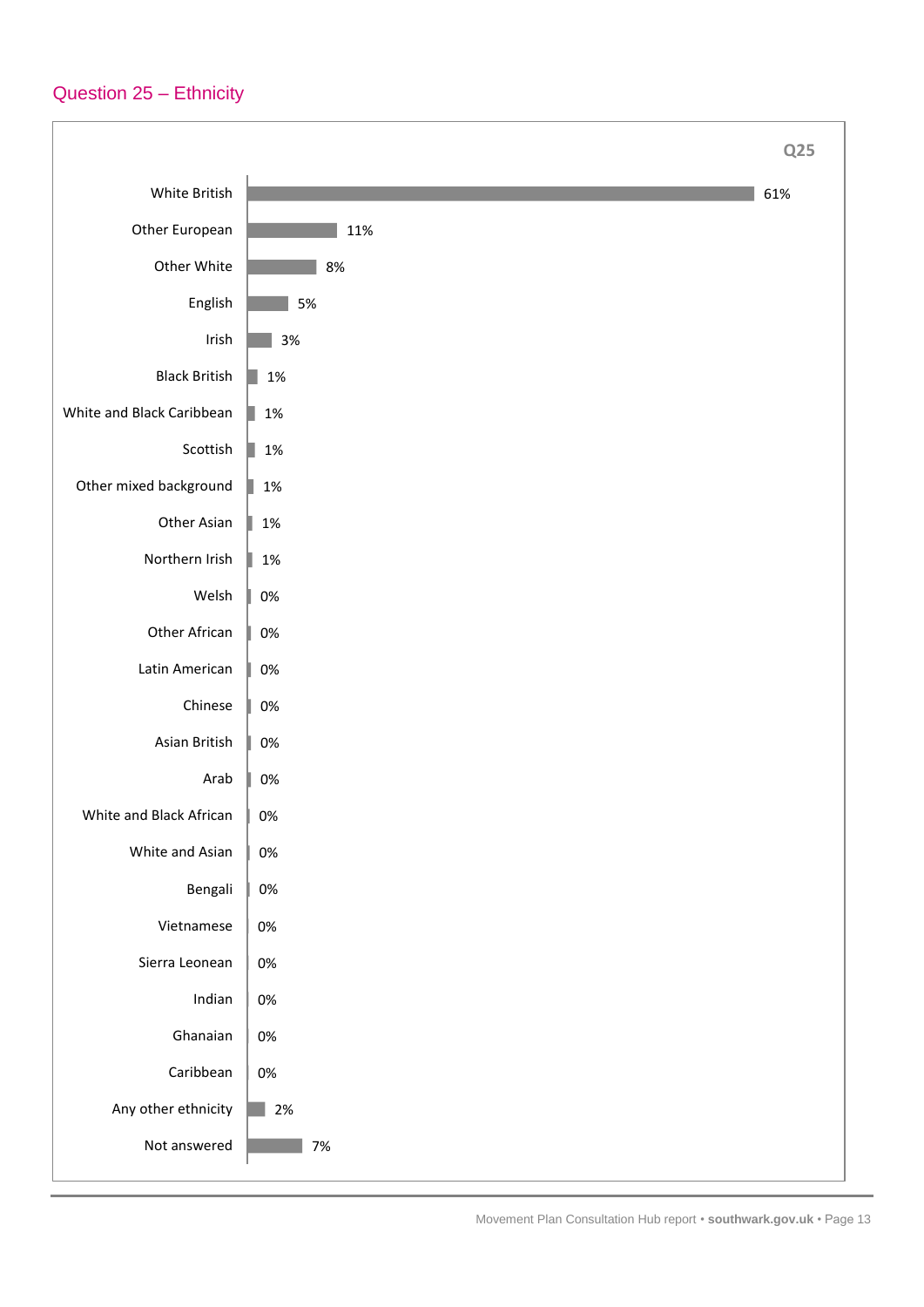## Question 25 – Ethnicity

**Q25**

| Ethnicity | % |
|---|---|
| White British | 61% |
| Other European | 11% |
| Other White | 8% |
| English | 5% |
| Irish | 3% |
| Black British | 1% |
| White and Black Caribbean | 1% |
| Scottish | 1% |
| Other mixed background | 1% |
| Other Asian | 1% |
| Northern Irish | 1% |
| Welsh | 0% |
| Other African | 0% |
| Latin American | 0% |
| Chinese | 0% |
| Asian British | 0% |
| Arab | 0% |
| White and Black African | 0% |
| White and Asian | 0% |
| Bengali | 0% |
| Vietnamese | 0% |
| Sierra Leonean | 0% |
| Indian | 0% |
| Ghanaian | 0% |
| Caribbean | 0% |
| Any other ethnicity | 2% |
| Not answered | 7% |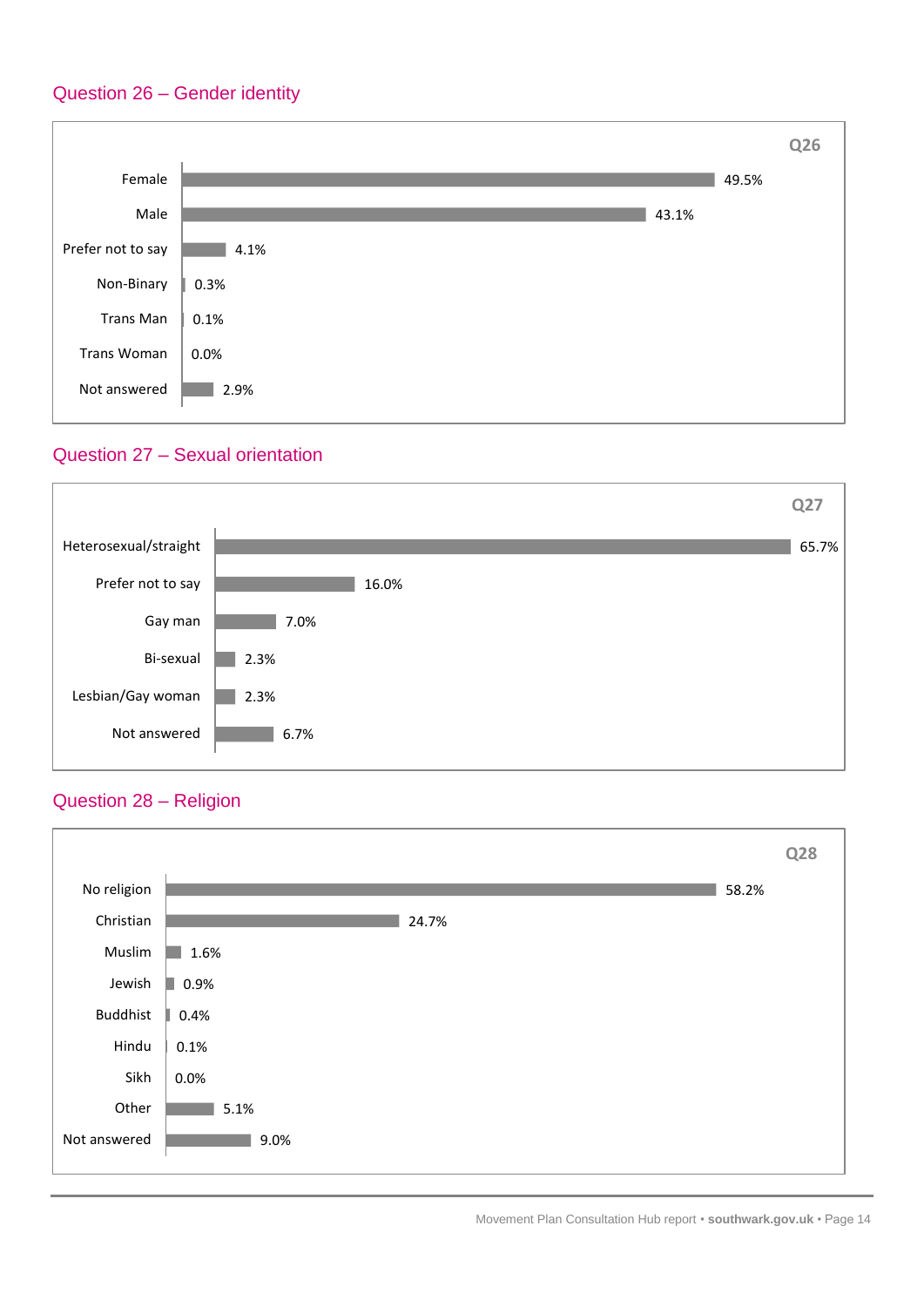## Question 26 – Gender identity

**Q26**

| Response | Percentage |
|---|---|
| Female | 49.5% |
| Male | 43.1% |
| Prefer not to say | 4.1% |
| Non-Binary | 0.3% |
| Trans Man | 0.1% |
| Trans Woman | 0.0% |
| Not answered | 2.9% |

## Question 27 – Sexual orientation

**Q27**

| Response | Percentage |
|---|---|
| Heterosexual/straight | 65.7% |
| Prefer not to say | 16.0% |
| Gay man | 7.0% |
| Bi-sexual | 2.3% |
| Lesbian/Gay woman | 2.3% |
| Not answered | 6.7% |

## Question 28 – Religion

**Q28**

| Response | Percentage |
|---|---|
| No religion | 58.2% |
| Christian | 24.7% |
| Muslim | 1.6% |
| Jewish | 0.9% |
| Buddhist | 0.4% |
| Hindu | 0.1% |
| Sikh | 0.0% |
| Other | 5.1% |
| Not answered | 9.0% |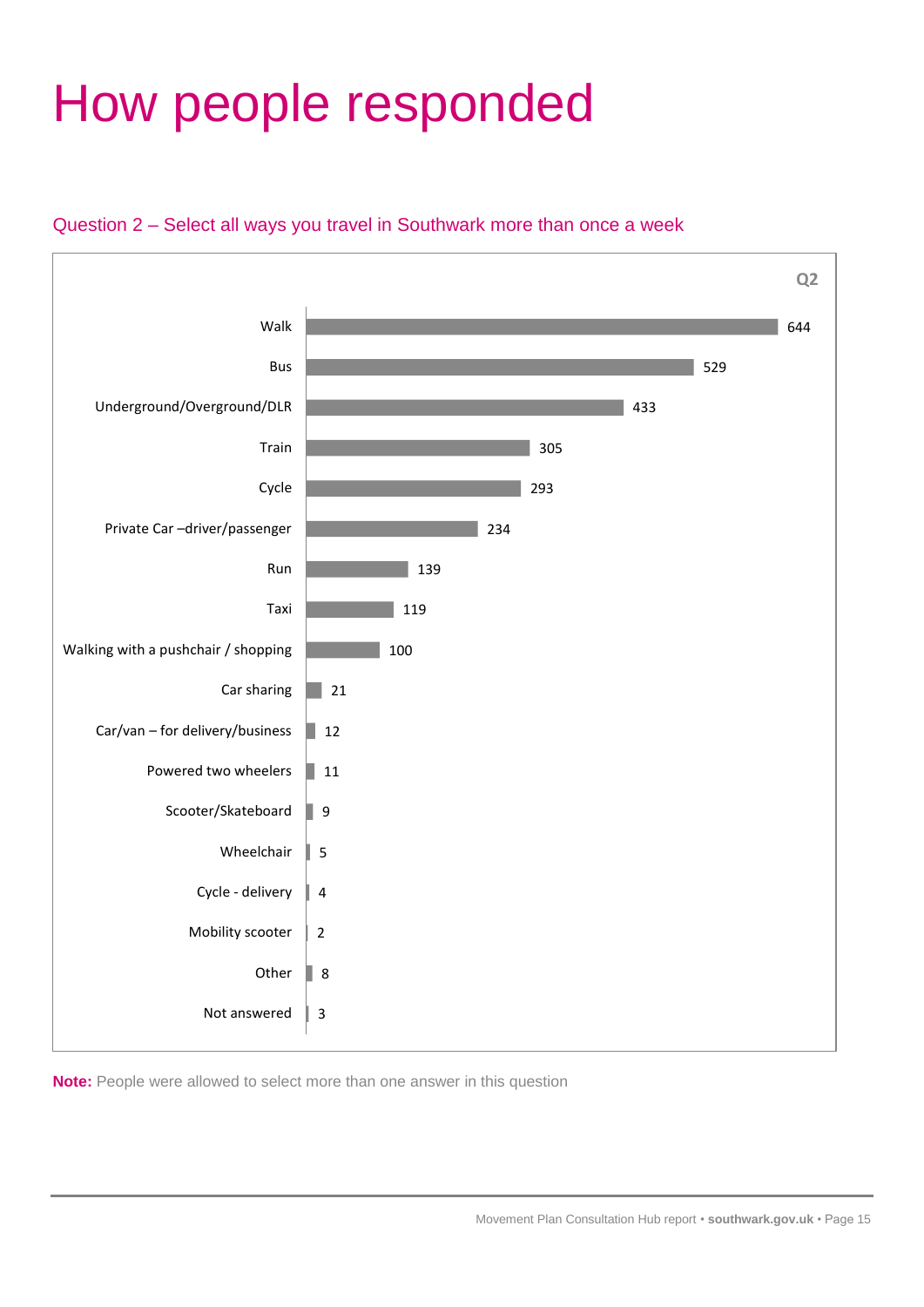# How people responded

## Question 2 – Select all ways you travel in Southwark more than once a week

**Q2**

| Response | Count |
|---|---|
| Walk | 644 |
| Bus | 529 |
| Underground/Overground/DLR | 433 |
| Train | 305 |
| Cycle | 293 |
| Private Car –driver/passenger | 234 |
| Run | 139 |
| Taxi | 119 |
| Walking with a pushchair / shopping | 100 |
| Car sharing | 21 |
| Car/van – for delivery/business | 12 |
| Powered two wheelers | 11 |
| Scooter/Skateboard | 9 |
| Wheelchair | 5 |
| Cycle - delivery | 4 |
| Mobility scooter | 2 |
| Other | 8 |
| Not answered | 3 |

**Note:** People were allowed to select more than one answer in this question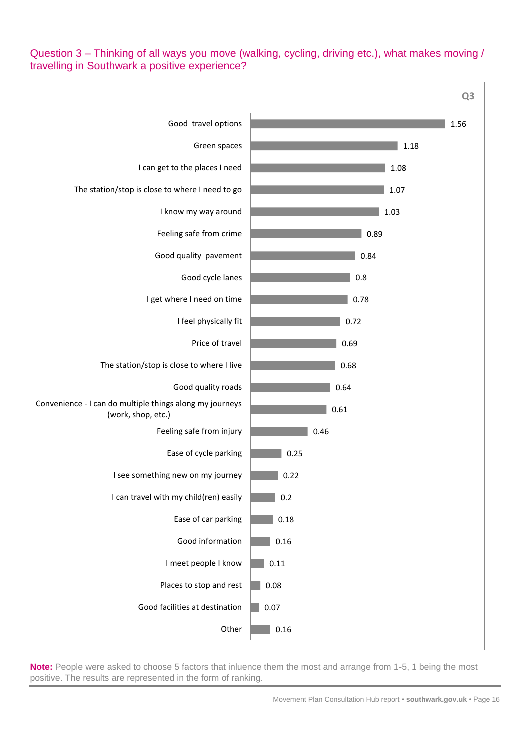## Question 3 – Thinking of all ways you move (walking, cycling, driving etc.), what makes moving / travelling in Southwark a positive experience?

**Q3**

| Factor | Score |
| --- | --- |
| Good travel options | 1.56 |
| Green spaces | 1.18 |
| I can get to the places I need | 1.08 |
| The station/stop is close to where I need to go | 1.07 |
| I know my way around | 1.03 |
| Feeling safe from crime | 0.89 |
| Good quality pavement | 0.84 |
| Good cycle lanes | 0.8 |
| I get where I need on time | 0.78 |
| I feel physically fit | 0.72 |
| Price of travel | 0.69 |
| The station/stop is close to where I live | 0.68 |
| Good quality roads | 0.64 |
| Convenience - I can do multiple things along my journeys (work, shop, etc.) | 0.61 |
| Feeling safe from injury | 0.46 |
| Ease of cycle parking | 0.25 |
| I see something new on my journey | 0.22 |
| I can travel with my child(ren) easily | 0.2 |
| Ease of car parking | 0.18 |
| Good information | 0.16 |
| I meet people I know | 0.11 |
| Places to stop and rest | 0.08 |
| Good facilities at destination | 0.07 |
| Other | 0.16 |

**Note:** People were asked to choose 5 factors that inluence them the most and arrange from 1-5, 1 being the most positive. The results are represented in the form of ranking.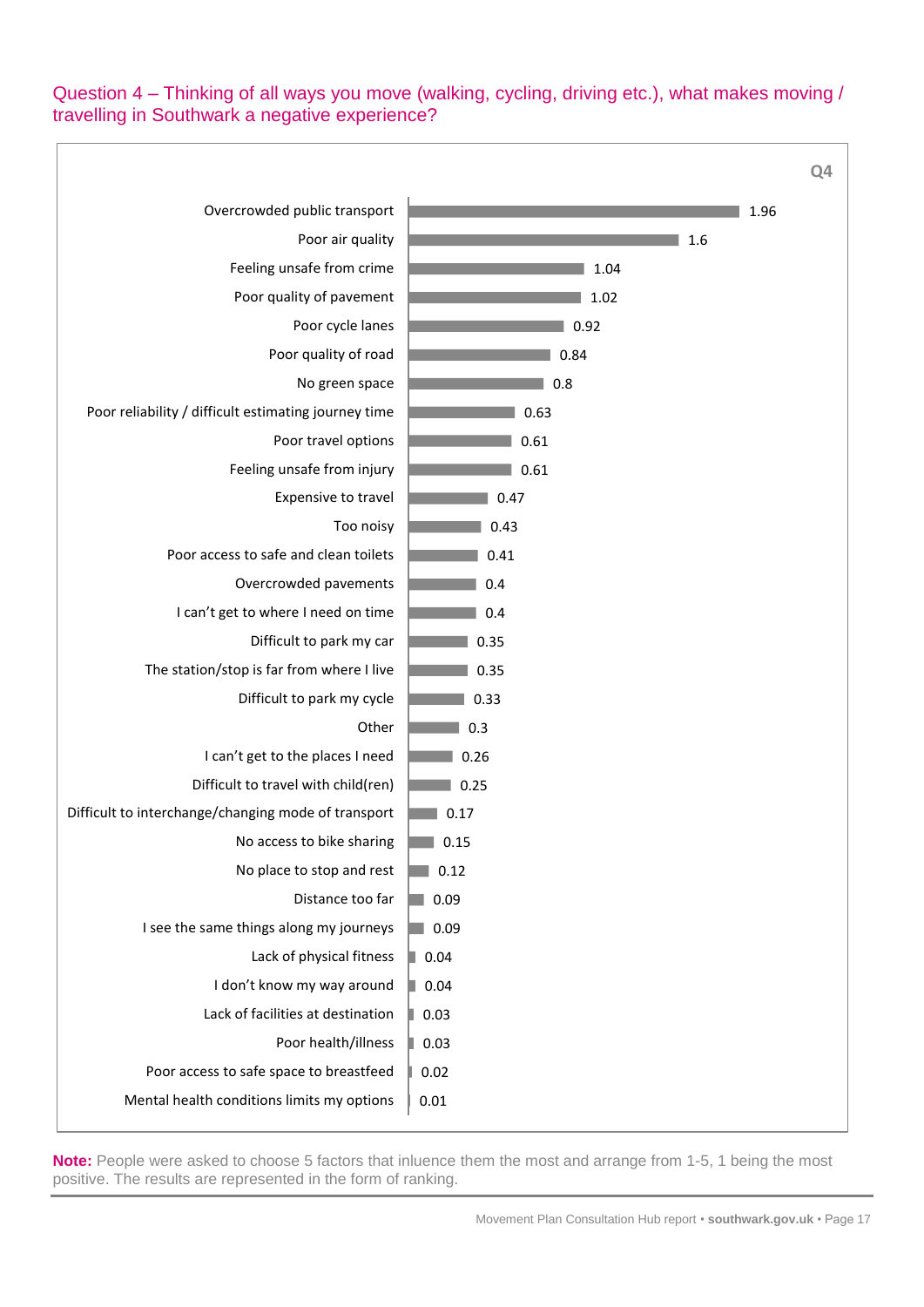## Question 4 – Thinking of all ways you move (walking, cycling, driving etc.), what makes moving / travelling in Southwark a negative experience?

**Q4**

| Factor | Score |
|---|---|
| Overcrowded public transport | 1.96 |
| Poor air quality | 1.6 |
| Feeling unsafe from crime | 1.04 |
| Poor quality of pavement | 1.02 |
| Poor cycle lanes | 0.92 |
| Poor quality of road | 0.84 |
| No green space | 0.8 |
| Poor reliability / difficult estimating journey time | 0.63 |
| Poor travel options | 0.61 |
| Feeling unsafe from injury | 0.61 |
| Expensive to travel | 0.47 |
| Too noisy | 0.43 |
| Poor access to safe and clean toilets | 0.41 |
| Overcrowded pavements | 0.4 |
| I can't get to where I need on time | 0.4 |
| Difficult to park my car | 0.35 |
| The station/stop is far from where I live | 0.35 |
| Difficult to park my cycle | 0.33 |
| Other | 0.3 |
| I can't get to the places I need | 0.26 |
| Difficult to travel with child(ren) | 0.25 |
| Difficult to interchange/changing mode of transport | 0.17 |
| No access to bike sharing | 0.15 |
| No place to stop and rest | 0.12 |
| Distance too far | 0.09 |
| I see the same things along my journeys | 0.09 |
| Lack of physical fitness | 0.04 |
| I don't know my way around | 0.04 |
| Lack of facilities at destination | 0.03 |
| Poor health/illness | 0.03 |
| Poor access to safe space to breastfeed | 0.02 |
| Mental health conditions limits my options | 0.01 |

**Note:** People were asked to choose 5 factors that inluence them the most and arrange from 1-5, 1 being the most positive. The results are represented in the form of ranking.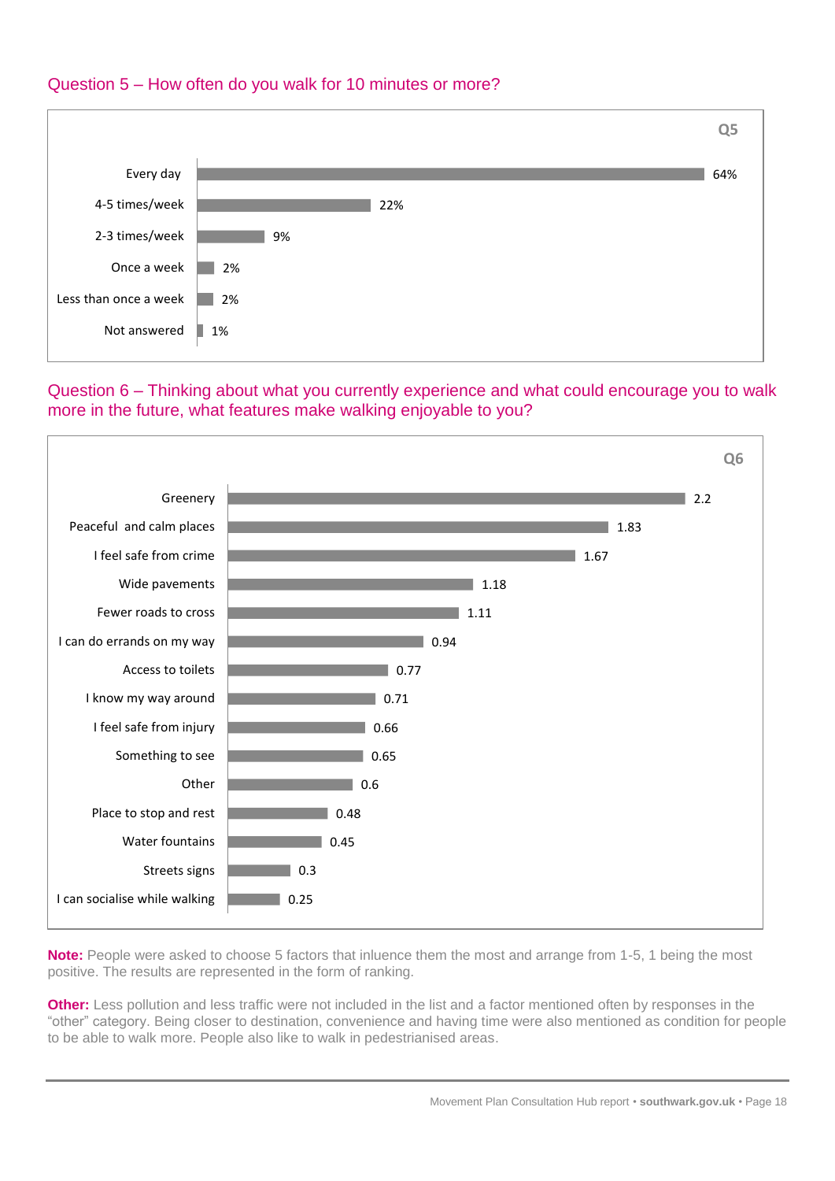## Question 5 – How often do you walk for 10 minutes or more?

**Q5**

| Response | Percentage |
|---|---|
| Every day | 64% |
| 4-5 times/week | 22% |
| 2-3 times/week | 9% |
| Once a week | 2% |
| Less than once a week | 2% |
| Not answered | 1% |

## Question 6 – Thinking about what you currently experience and what could encourage you to walk more in the future, what features make walking enjoyable to you?

**Q6**

| Feature | Ranking |
|---|---|
| Greenery | 2.2 |
| Peaceful and calm places | 1.83 |
| I feel safe from crime | 1.67 |
| Wide pavements | 1.18 |
| Fewer roads to cross | 1.11 |
| I can do errands on my way | 0.94 |
| Access to toilets | 0.77 |
| I know my way around | 0.71 |
| I feel safe from injury | 0.66 |
| Something to see | 0.65 |
| Other | 0.6 |
| Place to stop and rest | 0.48 |
| Water fountains | 0.45 |
| Streets signs | 0.3 |
| I can socialise while walking | 0.25 |

**Note:** People were asked to choose 5 factors that inluence them the most and arrange from 1-5, 1 being the most positive. The results are represented in the form of ranking.

**Other:** Less pollution and less traffic were not included in the list and a factor mentioned often by responses in the "other" category. Being closer to destination, convenience and having time were also mentioned as condition for people to be able to walk more. People also like to walk in pedestrianised areas.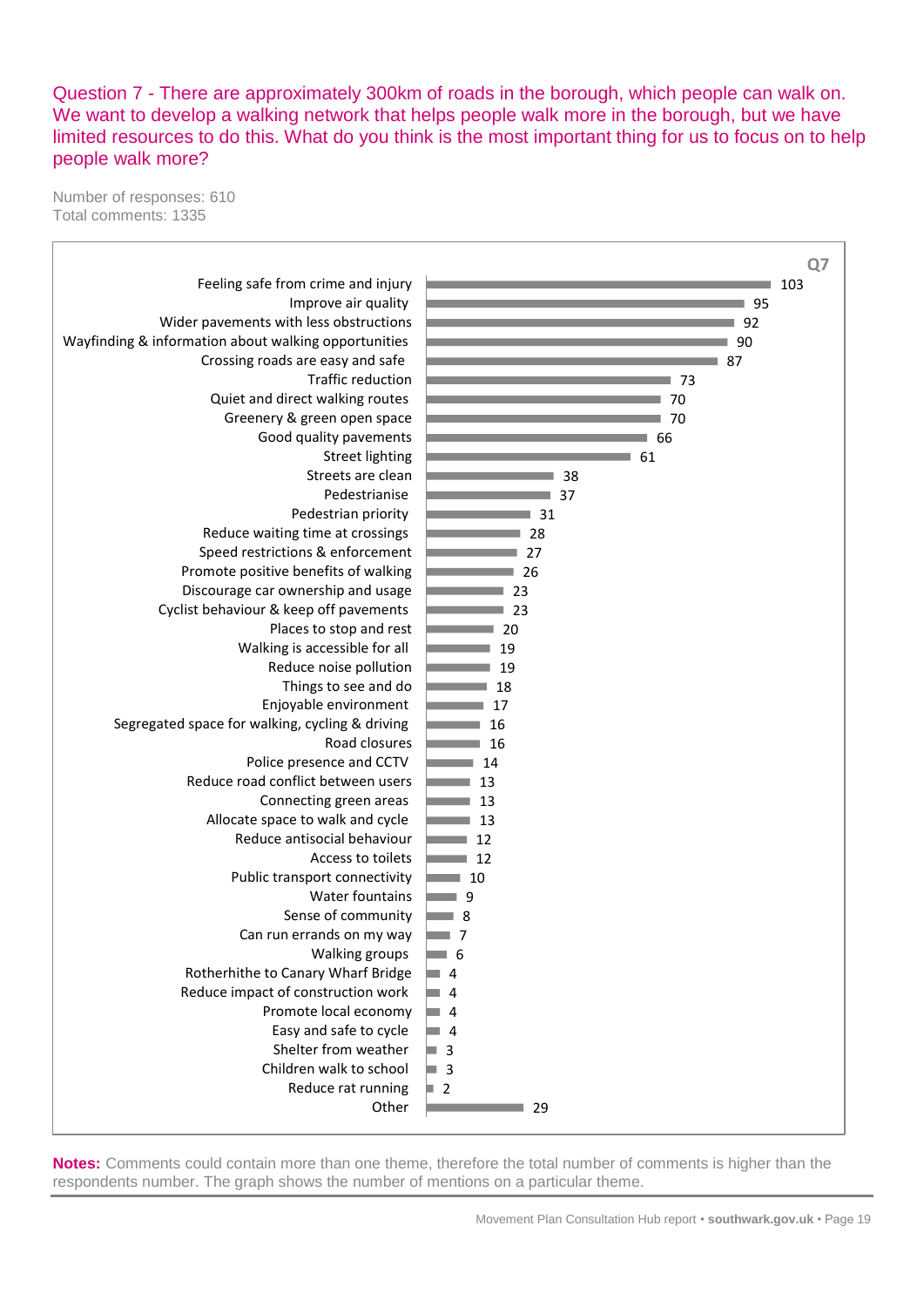## Question 7 - There are approximately 300km of roads in the borough, which people can walk on. We want to develop a walking network that helps people walk more in the borough, but we have limited resources to do this. What do you think is the most important thing for us to focus on to help people walk more?

Number of responses: 610
Total comments: 1335

**Q7**

| Theme | Mentions |
|---|---|
| Feeling safe from crime and injury | 103 |
| Improve air quality | 95 |
| Wider pavements with less obstructions | 92 |
| Wayfinding & information about walking opportunities | 90 |
| Crossing roads are easy and safe | 87 |
| Traffic reduction | 73 |
| Quiet and direct walking routes | 70 |
| Greenery & green open space | 70 |
| Good quality pavements | 66 |
| Street lighting | 61 |
| Streets are clean | 38 |
| Pedestrianise | 37 |
| Pedestrian priority | 31 |
| Reduce waiting time at crossings | 28 |
| Speed restrictions & enforcement | 27 |
| Promote positive benefits of walking | 26 |
| Discourage car ownership and usage | 23 |
| Cyclist behaviour & keep off pavements | 23 |
| Places to stop and rest | 20 |
| Walking is accessible for all | 19 |
| Reduce noise pollution | 19 |
| Things to see and do | 18 |
| Enjoyable environment | 17 |
| Segregated space for walking, cycling & driving | 16 |
| Road closures | 16 |
| Police presence and CCTV | 14 |
| Reduce road conflict between users | 13 |
| Connecting green areas | 13 |
| Allocate space to walk and cycle | 13 |
| Reduce antisocial behaviour | 12 |
| Access to toilets | 12 |
| Public transport connectivity | 10 |
| Water fountains | 9 |
| Sense of community | 8 |
| Can run errands on my way | 7 |
| Walking groups | 6 |
| Rotherhithe to Canary Wharf Bridge | 4 |
| Reduce impact of construction work | 4 |
| Promote local economy | 4 |
| Easy and safe to cycle | 4 |
| Shelter from weather | 3 |
| Children walk to school | 3 |
| Reduce rat running | 2 |
| Other | 29 |

**Notes:** Comments could contain more than one theme, therefore the total number of comments is higher than the respondents number. The graph shows the number of mentions on a particular theme.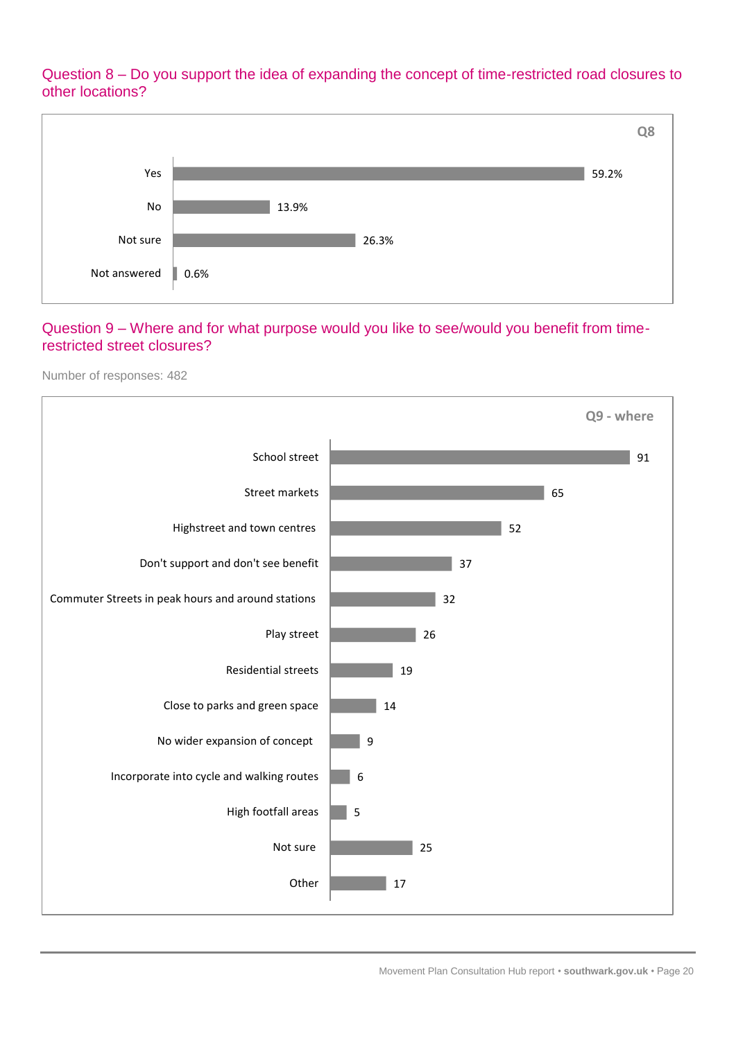## Question 8 – Do you support the idea of expanding the concept of time-restricted road closures to other locations?

**Q8**

| Response | Percentage |
|---|---|
| Yes | 59.2% |
| No | 13.9% |
| Not sure | 26.3% |
| Not answered | 0.6% |

## Question 9 – Where and for what purpose would you like to see/would you benefit from time-restricted street closures?

Number of responses: 482

**Q9 - where**

| Response | Count |
|---|---|
| School street | 91 |
| Street markets | 65 |
| Highstreet and town centres | 52 |
| Don't support and don't see benefit | 37 |
| Commuter Streets in peak hours and around stations | 32 |
| Play street | 26 |
| Residential streets | 19 |
| Close to parks and green space | 14 |
| No wider expansion of concept | 9 |
| Incorporate into cycle and walking routes | 6 |
| High footfall areas | 5 |
| Not sure | 25 |
| Other | 17 |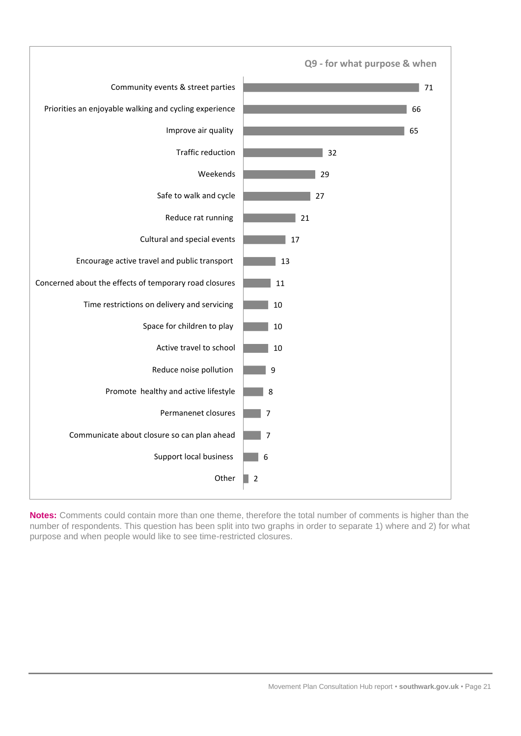## Q9 - for what purpose & when

| Theme | Count |
| --- | --- |
| Community events & street parties | 71 |
| Priorities an enjoyable walking and cycling experience | 66 |
| Improve air quality | 65 |
| Traffic reduction | 32 |
| Weekends | 29 |
| Safe to walk and cycle | 27 |
| Reduce rat running | 21 |
| Cultural and special events | 17 |
| Encourage active travel and public transport | 13 |
| Concerned about the effects of temporary road closures | 11 |
| Time restrictions on delivery and servicing | 10 |
| Space for children to play | 10 |
| Active travel to school | 10 |
| Reduce noise pollution | 9 |
| Promote healthy and active lifestyle | 8 |
| Permanenet closures | 7 |
| Communicate about closure so can plan ahead | 7 |
| Support local business | 6 |
| Other | 2 |

**Notes:** Comments could contain more than one theme, therefore the total number of comments is higher than the number of respondents. This question has been split into two graphs in order to separate 1) where and 2) for what purpose and when people would like to see time-restricted closures.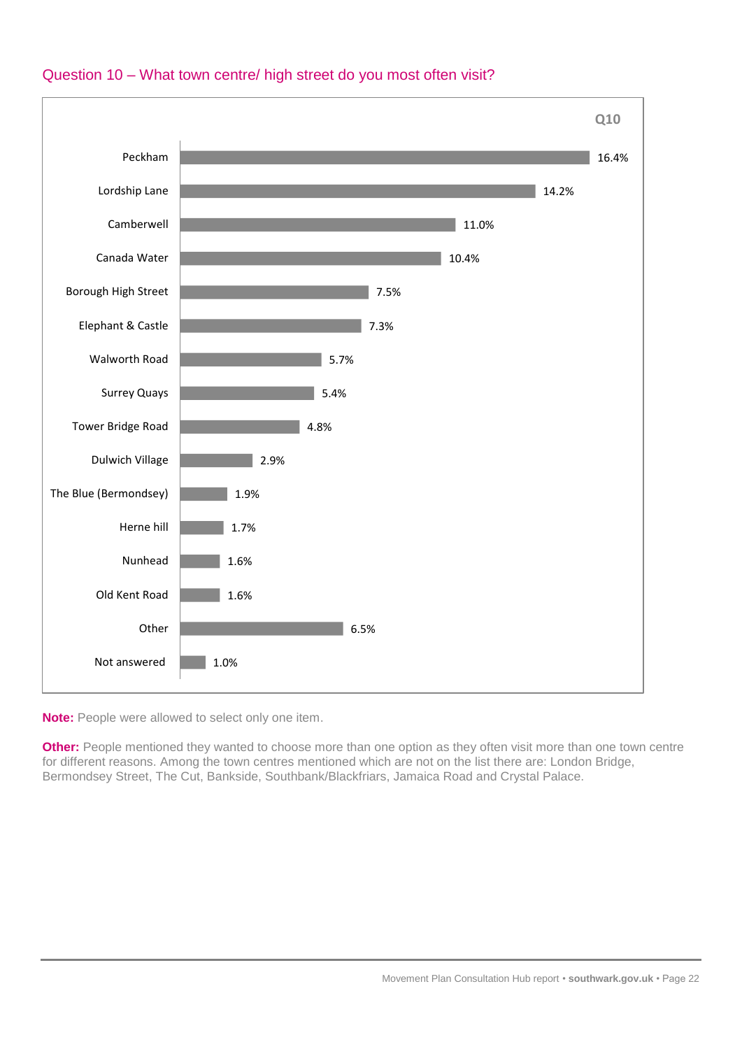## Question 10 – What town centre/ high street do you most often visit?

**Q10**

| Town centre / high street | % |
|---|---|
| Peckham | 16.4% |
| Lordship Lane | 14.2% |
| Camberwell | 11.0% |
| Canada Water | 10.4% |
| Borough High Street | 7.5% |
| Elephant & Castle | 7.3% |
| Walworth Road | 5.7% |
| Surrey Quays | 5.4% |
| Tower Bridge Road | 4.8% |
| Dulwich Village | 2.9% |
| The Blue (Bermondsey) | 1.9% |
| Herne hill | 1.7% |
| Nunhead | 1.6% |
| Old Kent Road | 1.6% |
| Other | 6.5% |
| Not answered | 1.0% |

**Note:** People were allowed to select only one item.

**Other:** People mentioned they wanted to choose more than one option as they often visit more than one town centre for different reasons. Among the town centres mentioned which are not on the list there are: London Bridge, Bermondsey Street, The Cut, Bankside, Southbank/Blackfriars, Jamaica Road and Crystal Palace.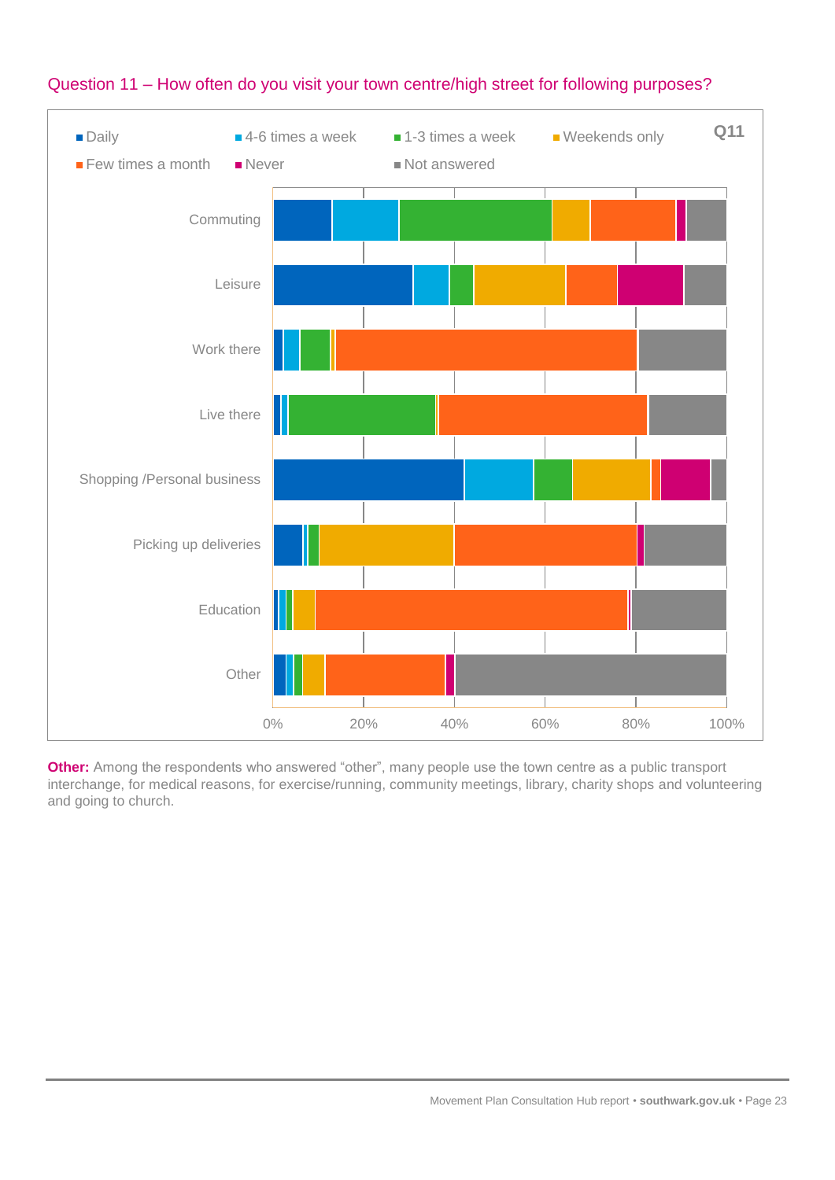## Question 11 – How often do you visit your town centre/high street for following purposes?

Q11

■ Daily ■ 4-6 times a week ■ 1-3 times a week ■ Weekends only ■ Few times a month ■ Never ■ Not answered

Commuting

Leisure

Work there

Live there

Shopping /Personal business

Picking up deliveries

Education

Other

0% 20% 40% 60% 80% 100%

**Other:** Among the respondents who answered "other", many people use the town centre as a public transport interchange, for medical reasons, for exercise/running, community meetings, library, charity shops and volunteering and going to church.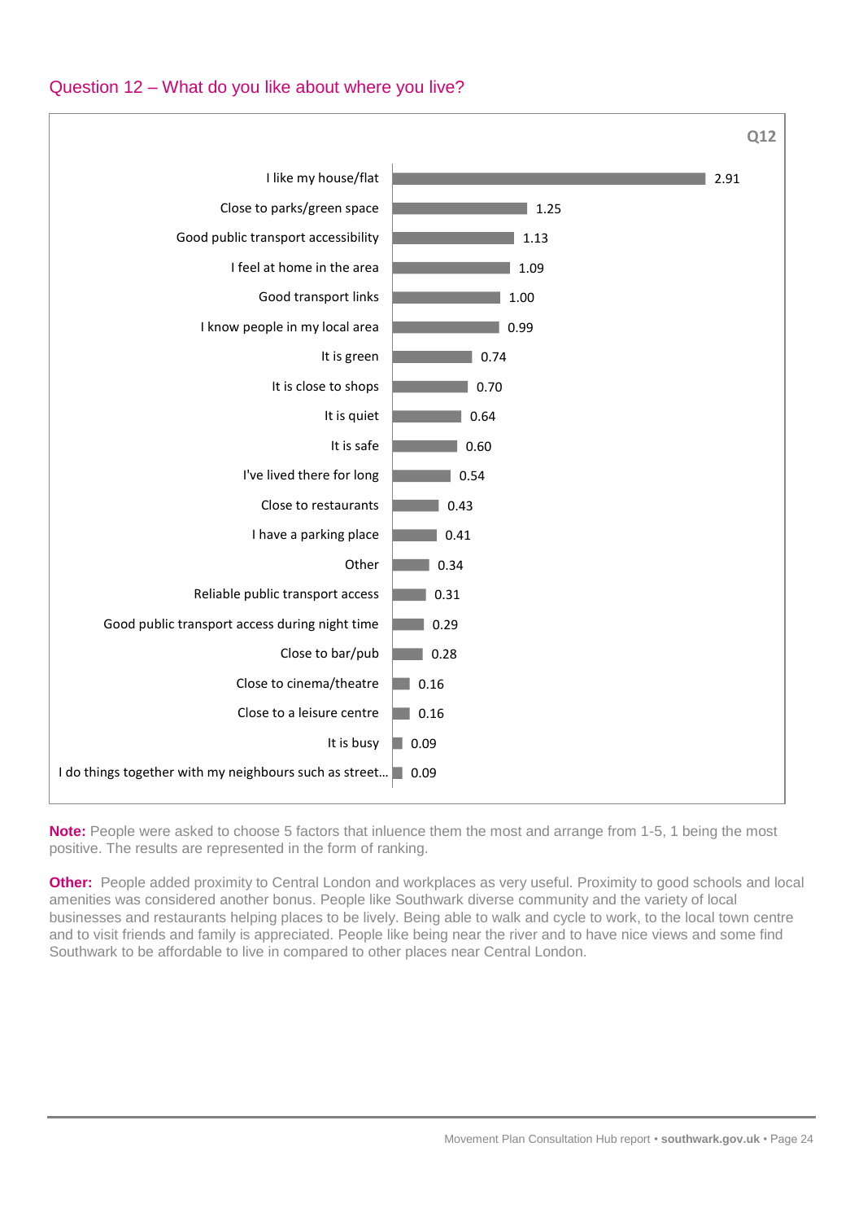## Question 12 – What do you like about where you live?

**Q12**

| Factor | Ranking |
| --- | --- |
| I like my house/flat | 2.91 |
| Close to parks/green space | 1.25 |
| Good public transport accessibility | 1.13 |
| I feel at home in the area | 1.09 |
| Good transport links | 1.00 |
| I know people in my local area | 0.99 |
| It is green | 0.74 |
| It is close to shops | 0.70 |
| It is quiet | 0.64 |
| It is safe | 0.60 |
| I've lived there for long | 0.54 |
| Close to restaurants | 0.43 |
| I have a parking place | 0.41 |
| Other | 0.34 |
| Reliable public transport access | 0.31 |
| Good public transport access during night time | 0.29 |
| Close to bar/pub | 0.28 |
| Close to cinema/theatre | 0.16 |
| Close to a leisure centre | 0.16 |
| It is busy | 0.09 |
| I do things together with my neighbours such as street… | 0.09 |

**Note:** People were asked to choose 5 factors that inluence them the most and arrange from 1-5, 1 being the most positive. The results are represented in the form of ranking.

**Other:** People added proximity to Central London and workplaces as very useful. Proximity to good schools and local amenities was considered another bonus. People like Southwark diverse community and the variety of local businesses and restaurants helping places to be lively. Being able to walk and cycle to work, to the local town centre and to visit friends and family is appreciated. People like being near the river and to have nice views and some find Southwark to be affordable to live in compared to other places near Central London.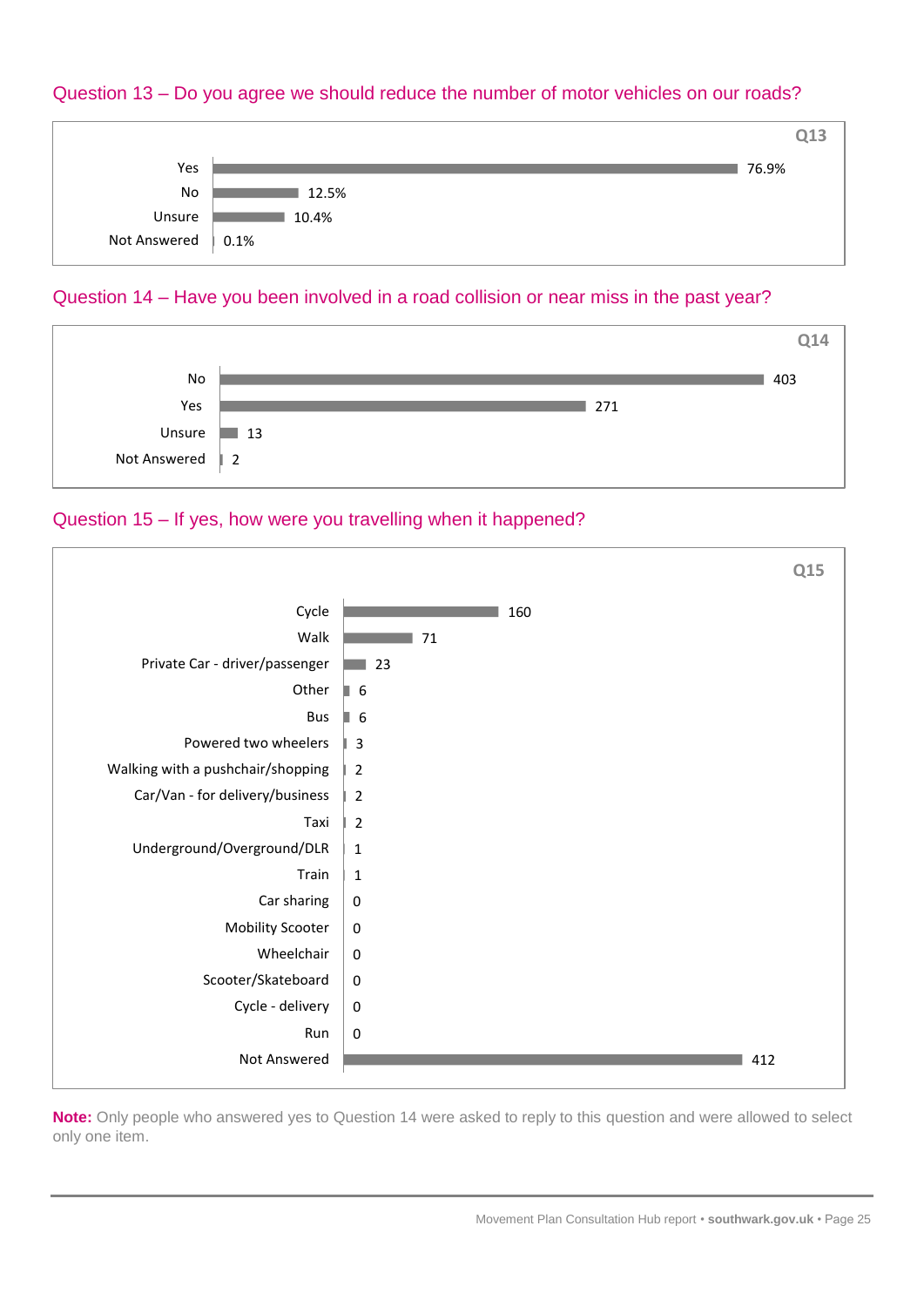## Question 13 – Do you agree we should reduce the number of motor vehicles on our roads?

**Q13**

| Response | Percentage |
|---|---|
| Yes | 76.9% |
| No | 12.5% |
| Unsure | 10.4% |
| Not Answered | 0.1% |

## Question 14 – Have you been involved in a road collision or near miss in the past year?

**Q14**

| Response | Count |
|---|---|
| No | 403 |
| Yes | 271 |
| Unsure | 13 |
| Not Answered | 2 |

## Question 15 – If yes, how were you travelling when it happened?

**Q15**

| Response | Count |
|---|---|
| Cycle | 160 |
| Walk | 71 |
| Private Car - driver/passenger | 23 |
| Other | 6 |
| Bus | 6 |
| Powered two wheelers | 3 |
| Walking with a pushchair/shopping | 2 |
| Car/Van - for delivery/business | 2 |
| Taxi | 2 |
| Underground/Overground/DLR | 1 |
| Train | 1 |
| Car sharing | 0 |
| Mobility Scooter | 0 |
| Wheelchair | 0 |
| Scooter/Skateboard | 0 |
| Cycle - delivery | 0 |
| Run | 0 |
| Not Answered | 412 |

**Note:** Only people who answered yes to Question 14 were asked to reply to this question and were allowed to select only one item.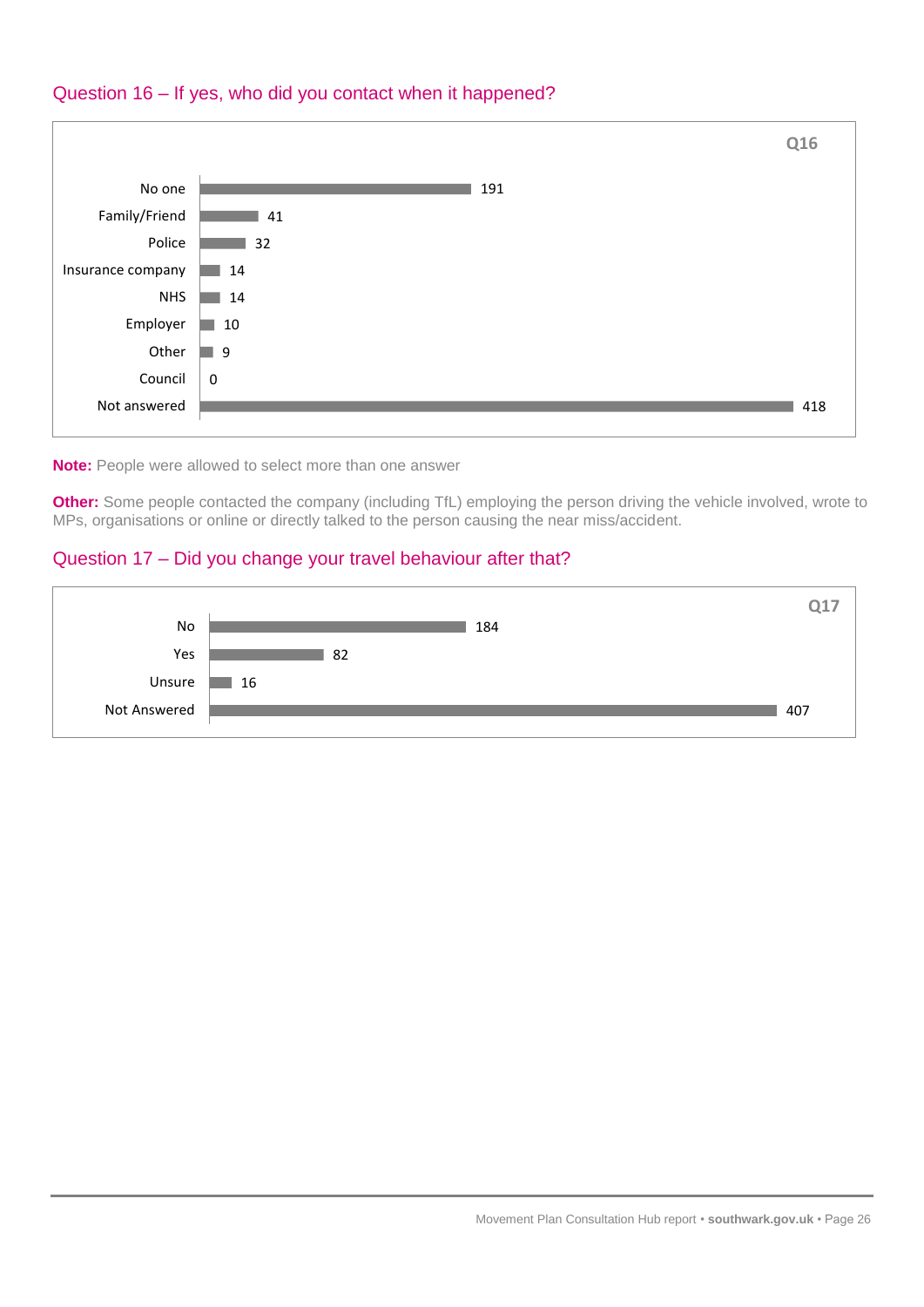## Question 16 – If yes, who did you contact when it happened?

**Q16**

| Response | Count |
|---|---|
| No one | 191 |
| Family/Friend | 41 |
| Police | 32 |
| Insurance company | 14 |
| NHS | 14 |
| Employer | 10 |
| Other | 9 |
| Council | 0 |
| Not answered | 418 |

**Note:** People were allowed to select more than one answer

**Other:** Some people contacted the company (including TfL) employing the person driving the vehicle involved, wrote to MPs, organisations or online or directly talked to the person causing the near miss/accident.

## Question 17 – Did you change your travel behaviour after that?

**Q17**

| Response | Count |
|---|---|
| No | 184 |
| Yes | 82 |
| Unsure | 16 |
| Not Answered | 407 |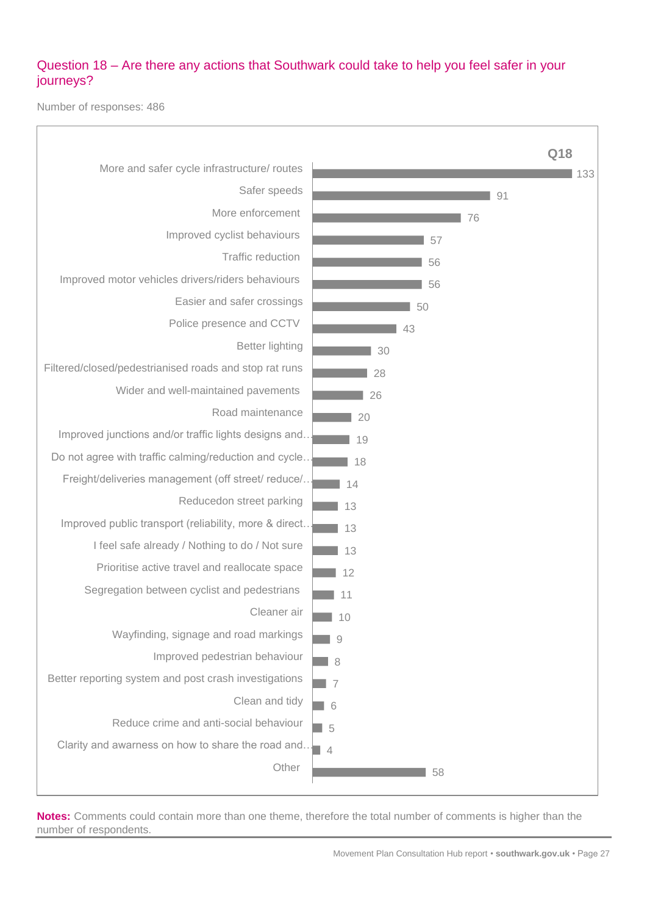## Question 18 – Are there any actions that Southwark could take to help you feel safer in your journeys?

Number of responses: 486

**Q18**

| Theme | Count |
| --- | --- |
| More and safer cycle infrastructure/ routes | 133 |
| Safer speeds | 91 |
| More enforcement | 76 |
| Improved cyclist behaviours | 57 |
| Traffic reduction | 56 |
| Improved motor vehicles drivers/riders behaviours | 56 |
| Easier and safer crossings | 50 |
| Police presence and CCTV | 43 |
| Better lighting | 30 |
| Filtered/closed/pedestrianised roads and stop rat runs | 28 |
| Wider and well-maintained pavements | 26 |
| Road maintenance | 20 |
| Improved junctions and/or traffic lights designs and… | 19 |
| Do not agree with traffic calming/reduction and cycle… | 18 |
| Freight/deliveries management (off street/ reduce/… | 14 |
| Reducedon street parking | 13 |
| Improved public transport (reliability, more & direct… | 13 |
| I feel safe already / Nothing to do / Not sure | 13 |
| Prioritise active travel and reallocate space | 12 |
| Segregation between cyclist and pedestrians | 11 |
| Cleaner air | 10 |
| Wayfinding, signage and road markings | 9 |
| Improved pedestrian behaviour | 8 |
| Better reporting system and post crash investigations | 7 |
| Clean and tidy | 6 |
| Reduce crime and anti-social behaviour | 5 |
| Clarity and awarness on how to share the road and… | 4 |
| Other | 58 |

**Notes:** Comments could contain more than one theme, therefore the total number of comments is higher than the number of respondents.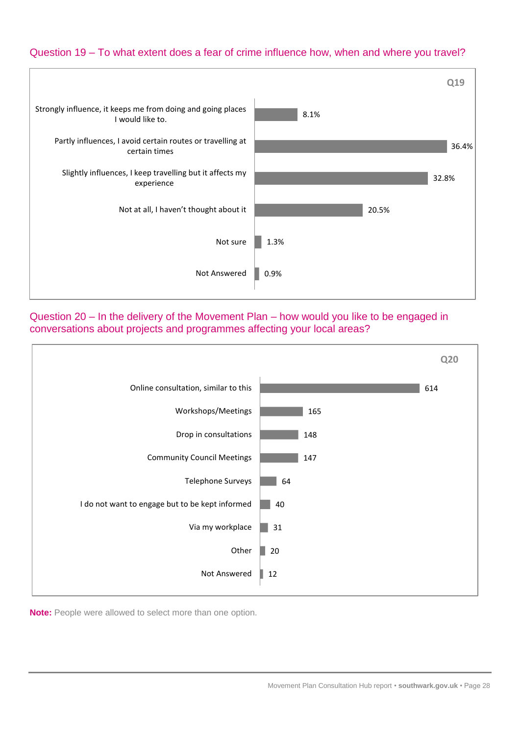## Question 19 – To what extent does a fear of crime influence how, when and where you travel?

**Q19**

| Response | Percentage |
|---|---|
| Strongly influence, it keeps me from doing and going places I would like to. | 8.1% |
| Partly influences, I avoid certain routes or travelling at certain times | 36.4% |
| Slightly influences, I keep travelling but it affects my experience | 32.8% |
| Not at all, I haven't thought about it | 20.5% |
| Not sure | 1.3% |
| Not Answered | 0.9% |

## Question 20 – In the delivery of the Movement Plan – how would you like to be engaged in conversations about projects and programmes affecting your local areas?

**Q20**

| Response | Count |
|---|---|
| Online consultation, similar to this | 614 |
| Workshops/Meetings | 165 |
| Drop in consultations | 148 |
| Community Council Meetings | 147 |
| Telephone Surveys | 64 |
| I do not want to engage but to be kept informed | 40 |
| Via my workplace | 31 |
| Other | 20 |
| Not Answered | 12 |

**Note:** People were allowed to select more than one option.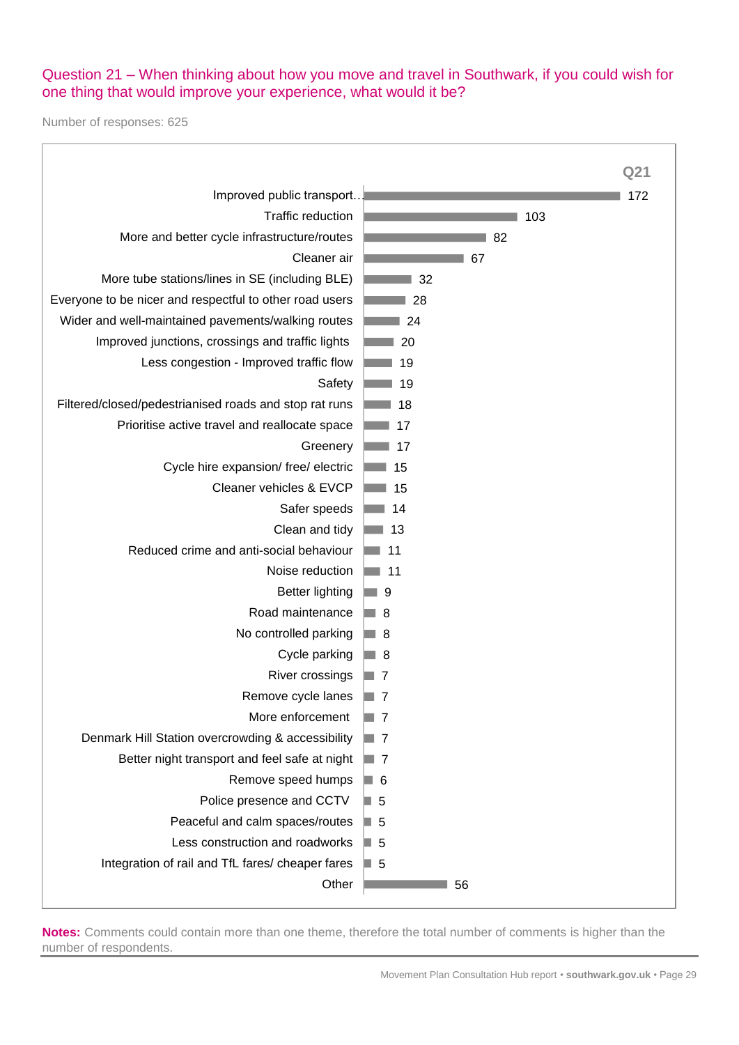## Question 21 – When thinking about how you move and travel in Southwark, if you could wish for one thing that would improve your experience, what would it be?

Number of responses: 625

| Theme | Q21 |
|---|---|
| Improved public transport… | 172 |
| Traffic reduction | 103 |
| More and better cycle infrastructure/routes | 82 |
| Cleaner air | 67 |
| More tube stations/lines in SE (including BLE) | 32 |
| Everyone to be nicer and respectful to other road users | 28 |
| Wider and well-maintained pavements/walking routes | 24 |
| Improved junctions, crossings and traffic lights | 20 |
| Less congestion - Improved traffic flow | 19 |
| Safety | 19 |
| Filtered/closed/pedestrianised roads and stop rat runs | 18 |
| Prioritise active travel and reallocate space | 17 |
| Greenery | 17 |
| Cycle hire expansion/ free/ electric | 15 |
| Cleaner vehicles & EVCP | 15 |
| Safer speeds | 14 |
| Clean and tidy | 13 |
| Reduced crime and anti-social behaviour | 11 |
| Noise reduction | 11 |
| Better lighting | 9 |
| Road maintenance | 8 |
| No controlled parking | 8 |
| Cycle parking | 8 |
| River crossings | 7 |
| Remove cycle lanes | 7 |
| More enforcement | 7 |
| Denmark Hill Station overcrowding & accessibility | 7 |
| Better night transport and feel safe at night | 7 |
| Remove speed humps | 6 |
| Police presence and CCTV | 5 |
| Peaceful and calm spaces/routes | 5 |
| Less construction and roadworks | 5 |
| Integration of rail and TfL fares/ cheaper fares | 5 |
| Other | 56 |

**Notes:** Comments could contain more than one theme, therefore the total number of comments is higher than the number of respondents.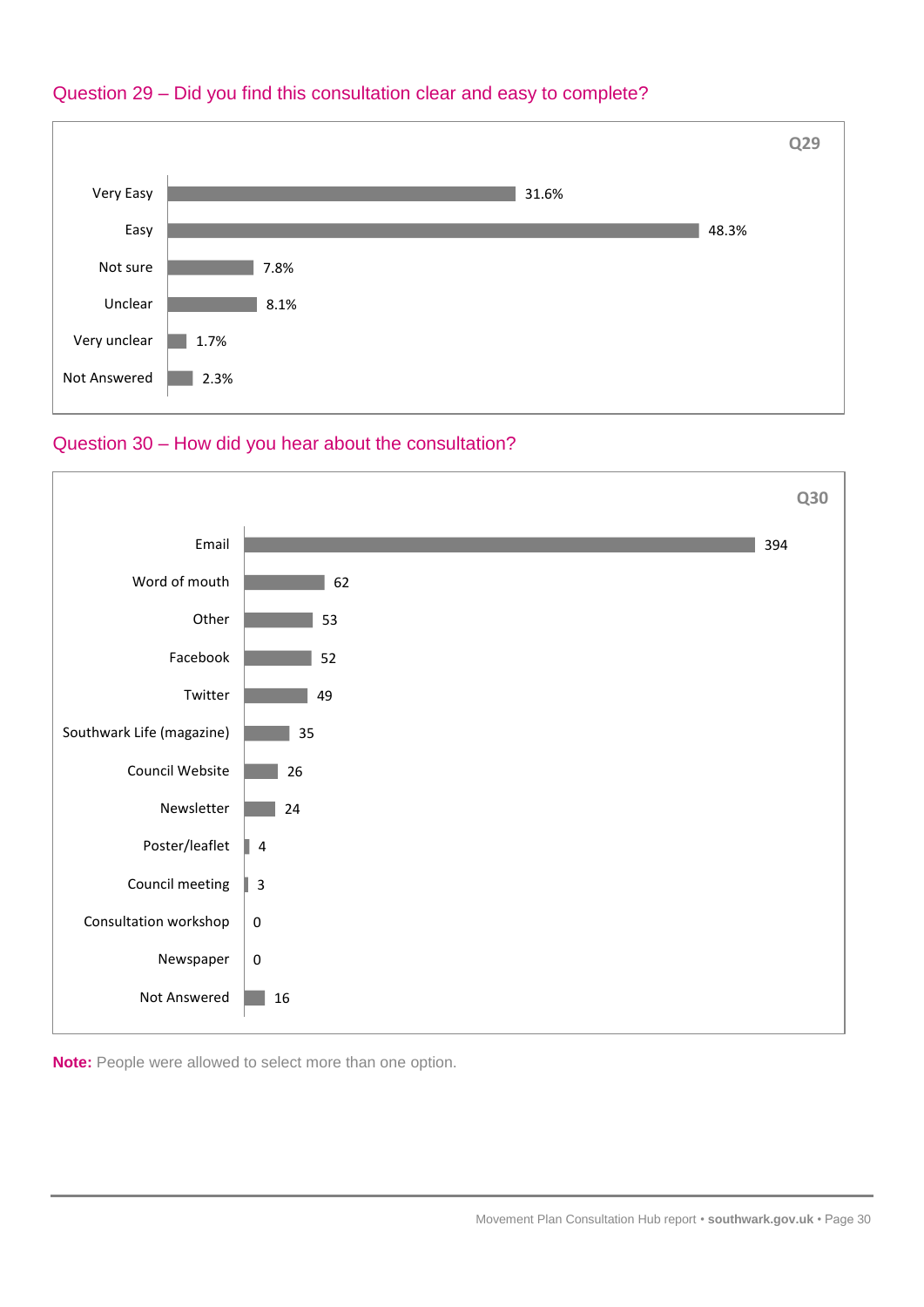## Question 29 – Did you find this consultation clear and easy to complete?

**Q29**

| Response | Percentage |
|---|---|
| Very Easy | 31.6% |
| Easy | 48.3% |
| Not sure | 7.8% |
| Unclear | 8.1% |
| Very unclear | 1.7% |
| Not Answered | 2.3% |

## Question 30 – How did you hear about the consultation?

**Q30**

| Source | Count |
|---|---|
| Email | 394 |
| Word of mouth | 62 |
| Other | 53 |
| Facebook | 52 |
| Twitter | 49 |
| Southwark Life (magazine) | 35 |
| Council Website | 26 |
| Newsletter | 24 |
| Poster/leaflet | 4 |
| Council meeting | 3 |
| Consultation workshop | 0 |
| Newspaper | 0 |
| Not Answered | 16 |

**Note:** People were allowed to select more than one option.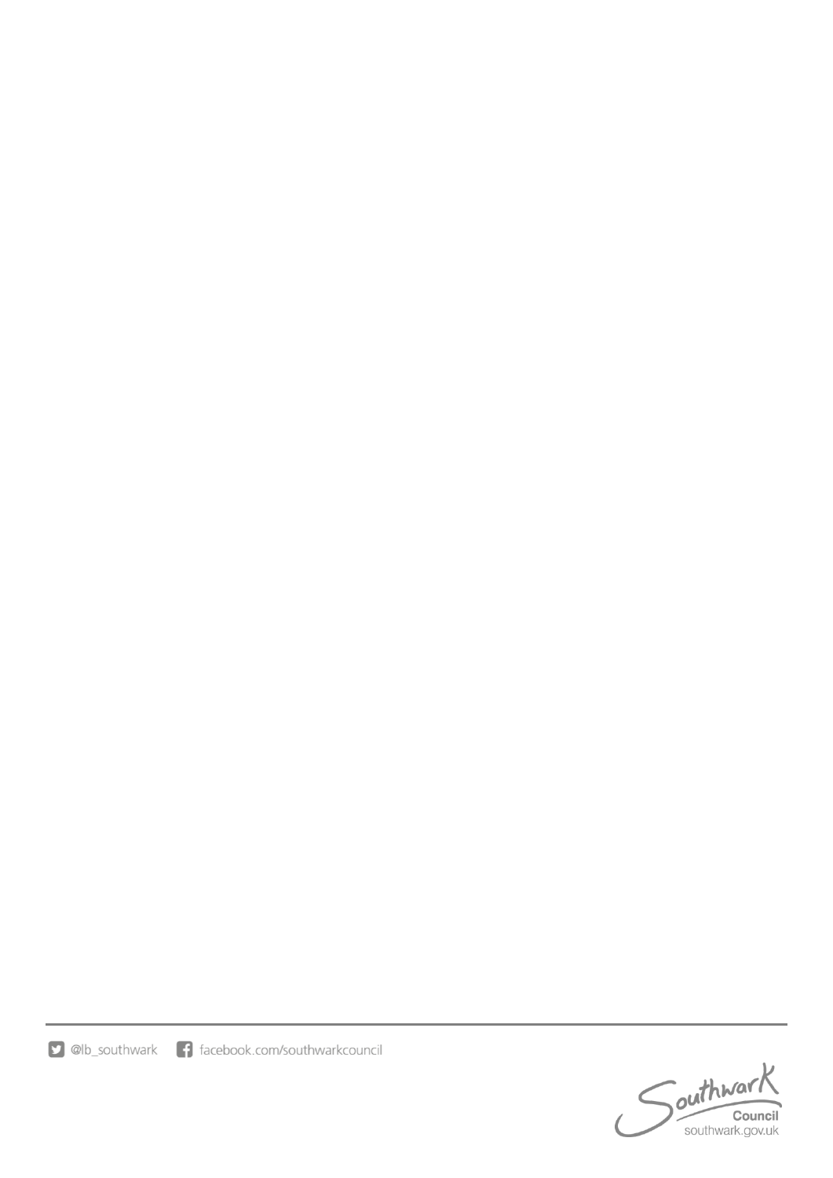@lb_southwark facebook.com/southwarkcouncil

Southwark Council
southwark.gov.uk